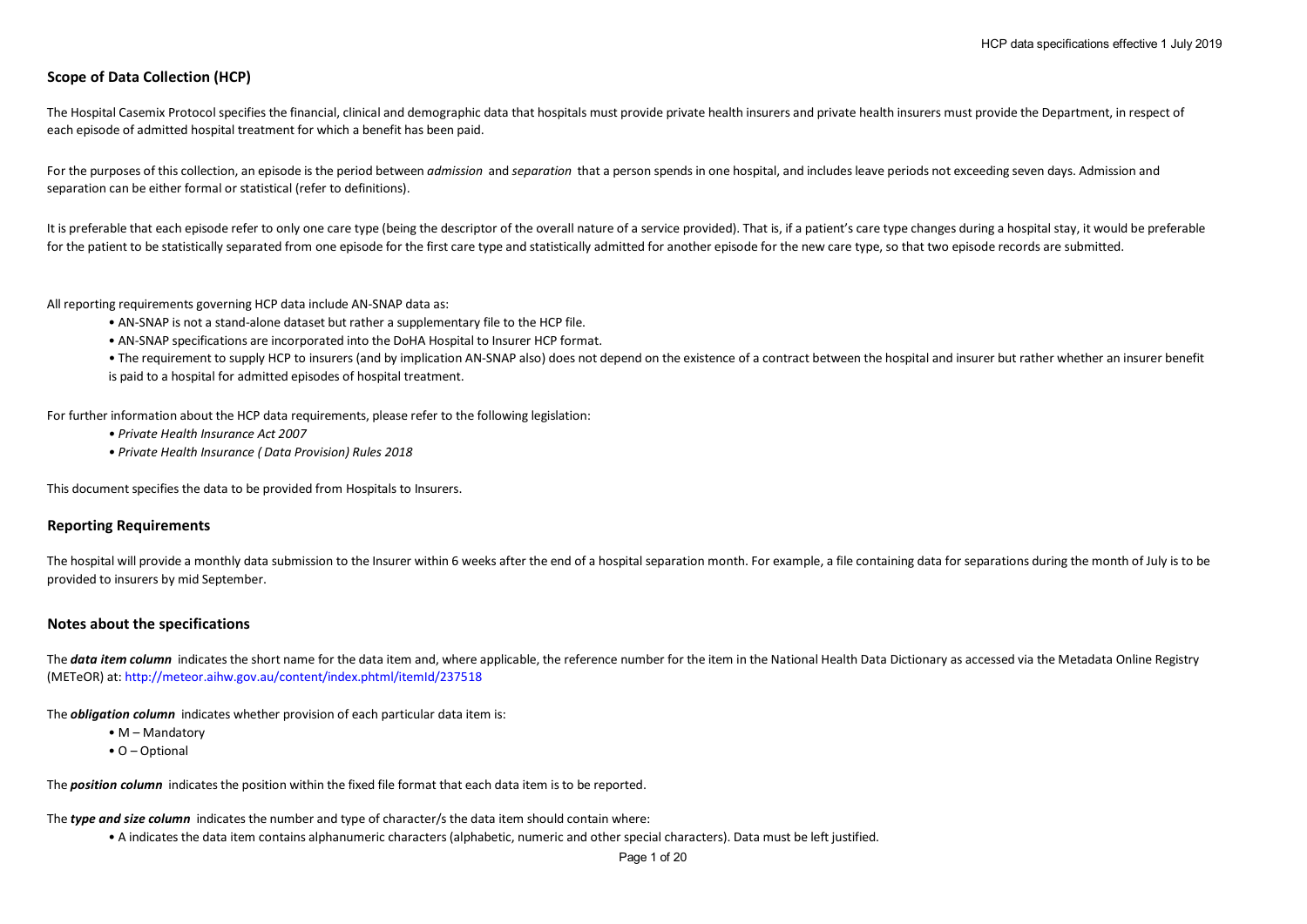## Scope of Data Collection (HCP)

The Hospital Casemix Protocol specifies the financial, clinical and demographic data that hospitals must provide private health insurers and private health insurers must provide the Department, in respect of each episode of admitted hospital treatment for which a benefit has been paid.

For the purposes of this collection, an episode is the period between *admission* and *separation* that a person spends in one hospital, and includes leave periods not exceeding seven days. Admission and separation can be either formal or statistical (refer to definitions).

It is preferable that each episode refer to only one care type (being the descriptor of the overall nature of a service provided). That is, if a patient's care type changes during a hospital stay, it would be preferable for the patient to be statistically separated from one episode for the first care type and statistically admitted for another episode for the new care type, so that two episode records are submitted.

All reporting requirements governing HCP data include AN-SNAP data as:

- AN-SNAP is not a stand-alone dataset but rather a supplementary file to the HCP file.
- AN-SNAP specifications are incorporated into the DoHA Hospital to Insurer HCP format.
- The requirement to supply HCP to insurers (and by implication AN-SNAP also) does not depend on the existence of a contract between the hospital and insurer but rather whether an insurer benefit is paid to a hospital for admitted episodes of hospital treatment.

For further information about the HCP data requirements, please refer to the following legislation:

- *Private Health Insurance Act 2007*
- *Private Health Insurance ( Data Provision) Rules 2018*

This document specifies the data to be provided from Hospitals to Insurers.

## Reporting Requirements

The hospital will provide a monthly data submission to the Insurer within 6 weeks after the end of a hospital separation month. For example, a file containing data for separations during the month of July is to be provided to insurers by mid September.

## Notes about the specifications

The ***data item column*** indicates the short name for the data item and, where applicable, the reference number for the item in the National Health Data Dictionary as accessed via the Metadata Online Registry (METeOR) at: http://meteor.aihw.gov.au/content/index.phtml/itemId/237518

The ***obligation column*** indicates whether provision of each particular data item is:

- M – Mandatory
- O – Optional

The ***position column*** indicates the position within the fixed file format that each data item is to be reported.

The ***type and size column*** indicates the number and type of character/s the data item should contain where:

- A indicates the data item contains alphanumeric characters (alphabetic, numeric and other special characters). Data must be left justified.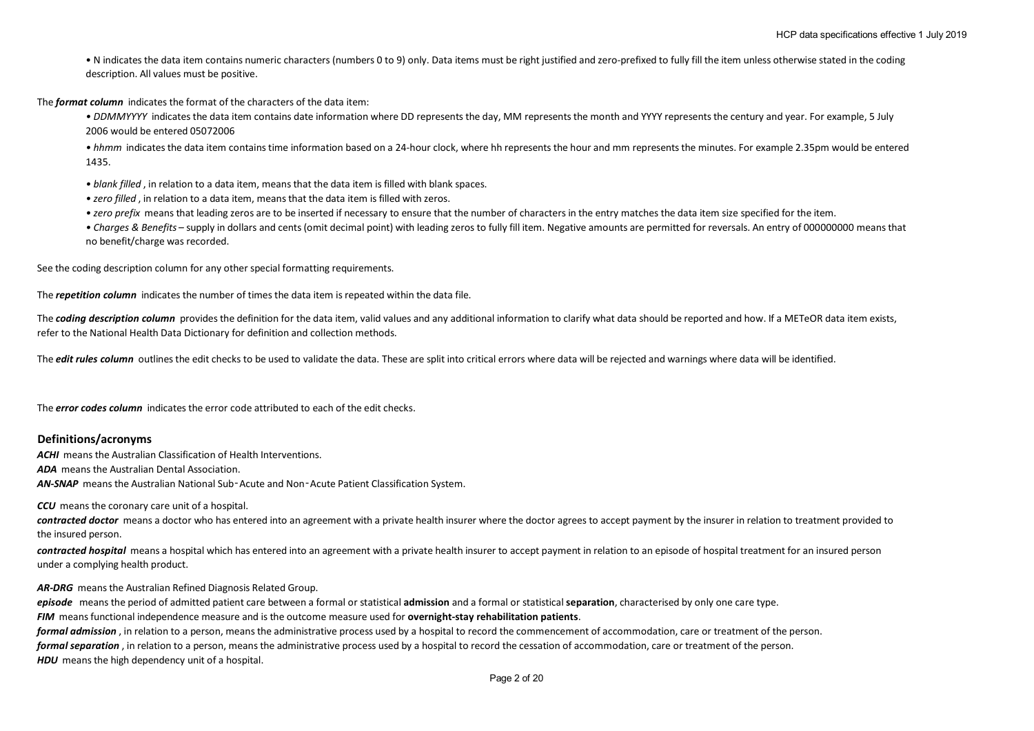• N indicates the data item contains numeric characters (numbers 0 to 9) only. Data items must be right justified and zero-prefixed to fully fill the item unless otherwise stated in the coding description. All values must be positive.

The ***format column*** indicates the format of the characters of the data item:

- *DDMMYYYY* indicates the data item contains date information where DD represents the day, MM represents the month and YYYY represents the century and year. For example, 5 July 2006 would be entered 05072006
- *hhmm* indicates the data item contains time information based on a 24-hour clock, where hh represents the hour and mm represents the minutes. For example 2.35pm would be entered 1435.
- *blank filled*, in relation to a data item, means that the data item is filled with blank spaces.
- *zero filled*, in relation to a data item, means that the data item is filled with zeros.
- *zero prefix* means that leading zeros are to be inserted if necessary to ensure that the number of characters in the entry matches the data item size specified for the item.
- *Charges & Benefits* – supply in dollars and cents (omit decimal point) with leading zeros to fully fill item. Negative amounts are permitted for reversals. An entry of 000000000 means that no benefit/charge was recorded.

See the coding description column for any other special formatting requirements.

The ***repetition column*** indicates the number of times the data item is repeated within the data file.

The ***coding description column*** provides the definition for the data item, valid values and any additional information to clarify what data should be reported and how. If a METeOR data item exists, refer to the National Health Data Dictionary for definition and collection methods.

The ***edit rules column*** outlines the edit checks to be used to validate the data. These are split into critical errors where data will be rejected and warnings where data will be identified.

The ***error codes column*** indicates the error code attributed to each of the edit checks.

## Definitions/acronyms

***ACHI*** means the Australian Classification of Health Interventions.

***ADA*** means the Australian Dental Association.

***AN-SNAP*** means the Australian National Sub-Acute and Non-Acute Patient Classification System.

***CCU*** means the coronary care unit of a hospital.

***contracted doctor*** means a doctor who has entered into an agreement with a private health insurer where the doctor agrees to accept payment by the insurer in relation to treatment provided to the insured person.

***contracted hospital*** means a hospital which has entered into an agreement with a private health insurer to accept payment in relation to an episode of hospital treatment for an insured person under a complying health product.

***AR-DRG*** means the Australian Refined Diagnosis Related Group.

***episode*** means the period of admitted patient care between a formal or statistical **admission** and a formal or statistical **separation**, characterised by only one care type.

***FIM*** means functional independence measure and is the outcome measure used for **overnight-stay rehabilitation patients**.

***formal admission***, in relation to a person, means the administrative process used by a hospital to record the commencement of accommodation, care or treatment of the person.

***formal separation***, in relation to a person, means the administrative process used by a hospital to record the cessation of accommodation, care or treatment of the person.

***HDU*** means the high dependency unit of a hospital.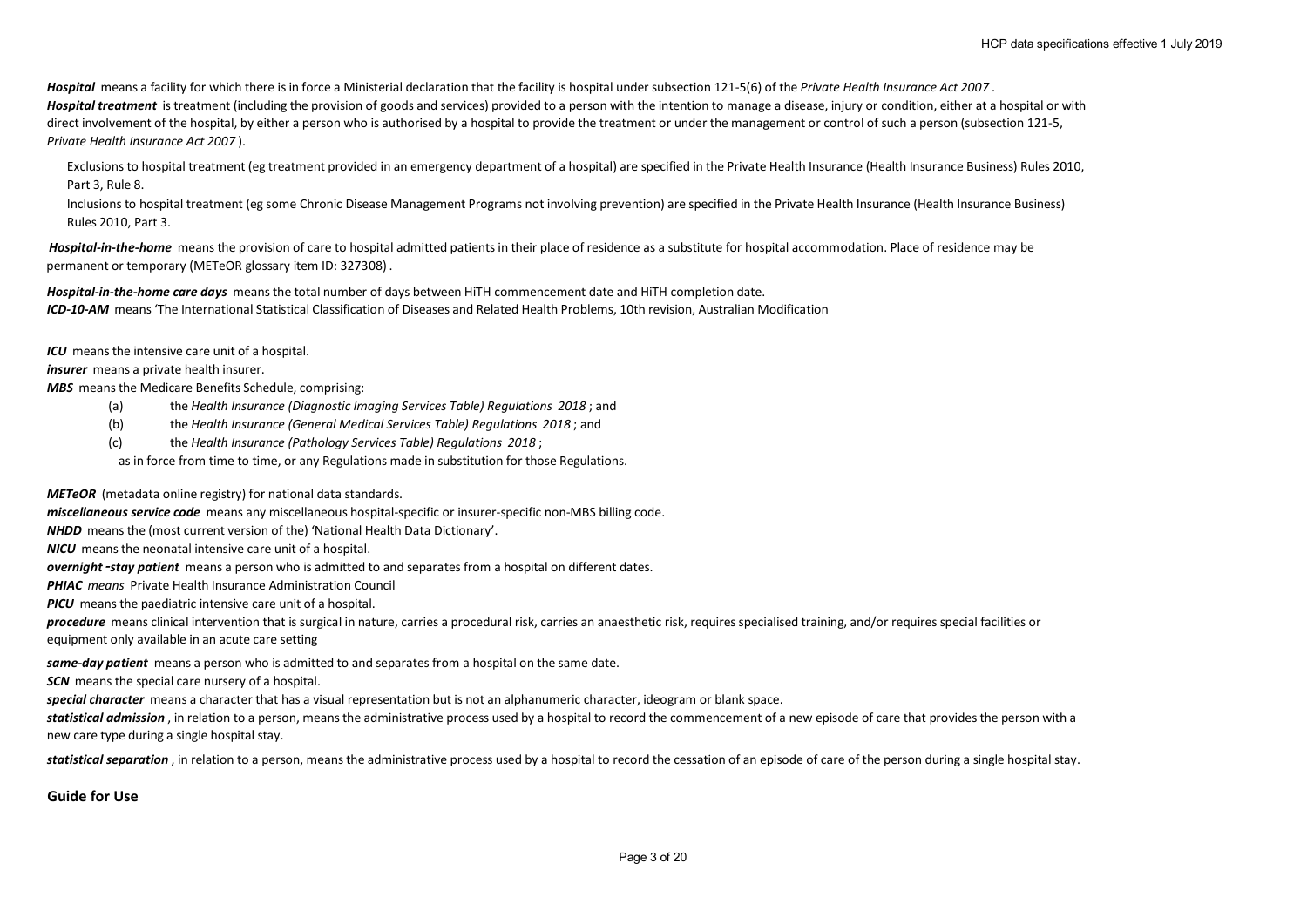***Hospital*** means a facility for which there is in force a Ministerial declaration that the facility is hospital under subsection 121-5(6) of the *Private Health Insurance Act 2007* .

***Hospital treatment*** is treatment (including the provision of goods and services) provided to a person with the intention to manage a disease, injury or condition, either at a hospital or with direct involvement of the hospital, by either a person who is authorised by a hospital to provide the treatment or under the management or control of such a person (subsection 121-5, *Private Health Insurance Act 2007* ).

Exclusions to hospital treatment (eg treatment provided in an emergency department of a hospital) are specified in the Private Health Insurance (Health Insurance Business) Rules 2010, Part 3, Rule 8.

Inclusions to hospital treatment (eg some Chronic Disease Management Programs not involving prevention) are specified in the Private Health Insurance (Health Insurance Business) Rules 2010, Part 3.

***Hospital-in-the-home*** means the provision of care to hospital admitted patients in their place of residence as a substitute for hospital accommodation. Place of residence may be permanent or temporary (METeOR glossary item ID: 327308) .

***Hospital-in-the-home care days*** means the total number of days between HiTH commencement date and HiTH completion date.

***ICD-10-AM*** means 'The International Statistical Classification of Diseases and Related Health Problems, 10th revision, Australian Modification

***ICU*** means the intensive care unit of a hospital.

***insurer*** means a private health insurer.

***MBS*** means the Medicare Benefits Schedule, comprising:

(a) the *Health Insurance (Diagnostic Imaging Services Table) Regulations 2018* ; and

(b) the *Health Insurance (General Medical Services Table) Regulations 2018* ; and

(c) the *Health Insurance (Pathology Services Table) Regulations 2018* ;

as in force from time to time, or any Regulations made in substitution for those Regulations.

***METeOR*** (metadata online registry) for national data standards.

***miscellaneous service code*** means any miscellaneous hospital-specific or insurer-specific non-MBS billing code.

***NHDD*** means the (most current version of the) 'National Health Data Dictionary'.

***NICU*** means the neonatal intensive care unit of a hospital.

***overnight -stay patient*** means a person who is admitted to and separates from a hospital on different dates.

***PHIAC*** *means* Private Health Insurance Administration Council

***PICU*** means the paediatric intensive care unit of a hospital.

***procedure*** means clinical intervention that is surgical in nature, carries a procedural risk, carries an anaesthetic risk, requires specialised training, and/or requires special facilities or equipment only available in an acute care setting

***same-day patient*** means a person who is admitted to and separates from a hospital on the same date.

***SCN*** means the special care nursery of a hospital.

***special character*** means a character that has a visual representation but is not an alphanumeric character, ideogram or blank space.

***statistical admission*** , in relation to a person, means the administrative process used by a hospital to record the commencement of a new episode of care that provides the person with a new care type during a single hospital stay.

***statistical separation*** , in relation to a person, means the administrative process used by a hospital to record the cessation of an episode of care of the person during a single hospital stay.

## Guide for Use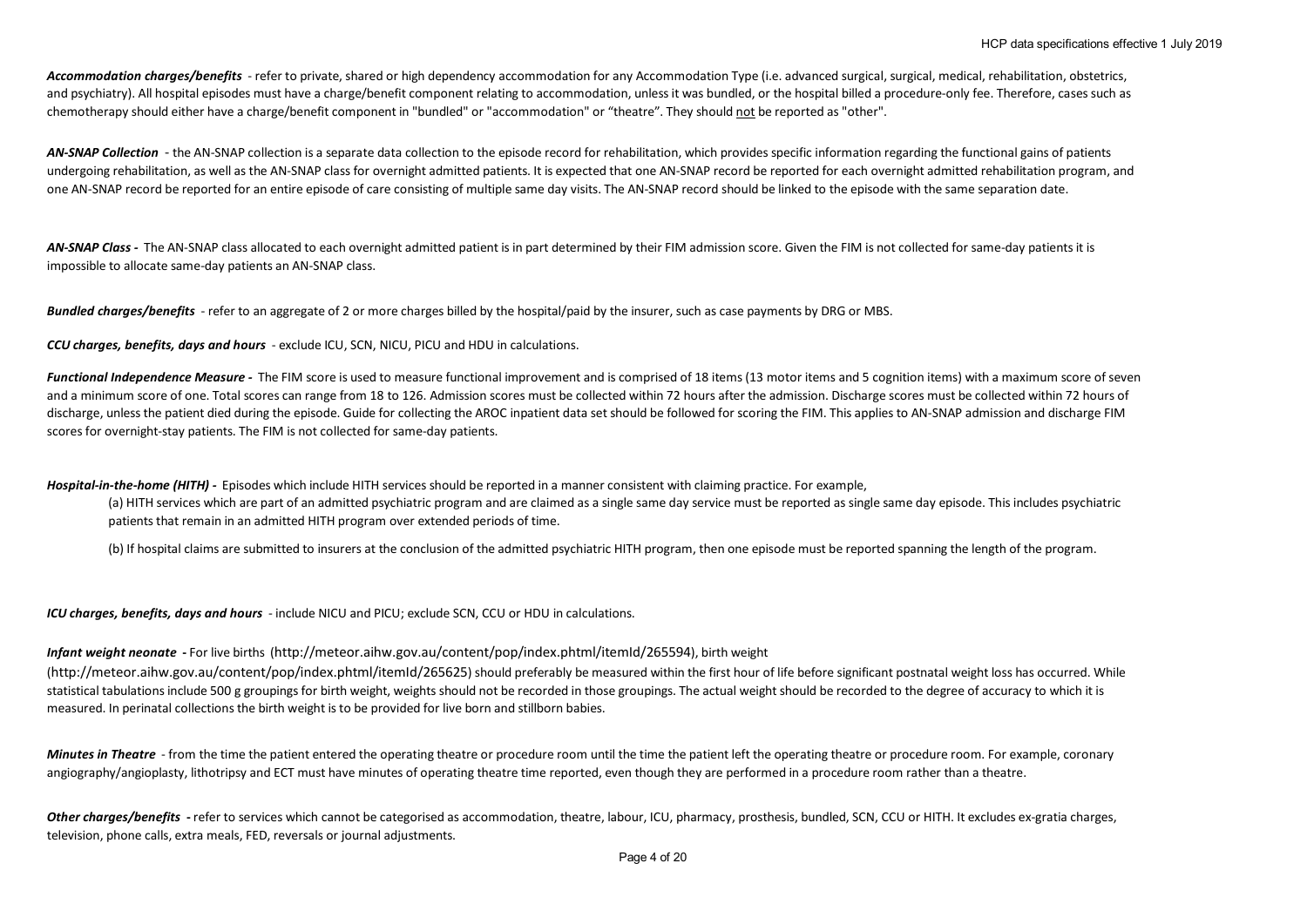***Accommodation charges/benefits*** - refer to private, shared or high dependency accommodation for any Accommodation Type (i.e. advanced surgical, surgical, medical, rehabilitation, obstetrics, and psychiatry). All hospital episodes must have a charge/benefit component relating to accommodation, unless it was bundled, or the hospital billed a procedure-only fee. Therefore, cases such as chemotherapy should either have a charge/benefit component in "bundled" or "accommodation" or "theatre". They should not be reported as "other".

***AN-SNAP Collection*** - the AN-SNAP collection is a separate data collection to the episode record for rehabilitation, which provides specific information regarding the functional gains of patients undergoing rehabilitation, as well as the AN-SNAP class for overnight admitted patients. It is expected that one AN-SNAP record be reported for each overnight admitted rehabilitation program, and one AN-SNAP record be reported for an entire episode of care consisting of multiple same day visits. The AN-SNAP record should be linked to the episode with the same separation date.

***AN-SNAP Class -*** The AN-SNAP class allocated to each overnight admitted patient is in part determined by their FIM admission score. Given the FIM is not collected for same-day patients it is impossible to allocate same-day patients an AN-SNAP class.

***Bundled charges/benefits*** - refer to an aggregate of 2 or more charges billed by the hospital/paid by the insurer, such as case payments by DRG or MBS.

***CCU charges, benefits, days and hours*** - exclude ICU, SCN, NICU, PICU and HDU in calculations.

***Functional Independence Measure -*** The FIM score is used to measure functional improvement and is comprised of 18 items (13 motor items and 5 cognition items) with a maximum score of seven and a minimum score of one. Total scores can range from 18 to 126. Admission scores must be collected within 72 hours after the admission. Discharge scores must be collected within 72 hours of discharge, unless the patient died during the episode. Guide for collecting the AROC inpatient data set should be followed for scoring the FIM. This applies to AN-SNAP admission and discharge FIM scores for overnight-stay patients. The FIM is not collected for same-day patients.

***Hospital-in-the-home (HITH) -*** Episodes which include HITH services should be reported in a manner consistent with claiming practice. For example,

(a) HITH services which are part of an admitted psychiatric program and are claimed as a single same day service must be reported as single same day episode. This includes psychiatric patients that remain in an admitted HITH program over extended periods of time.

(b) If hospital claims are submitted to insurers at the conclusion of the admitted psychiatric HITH program, then one episode must be reported spanning the length of the program.

***ICU charges, benefits, days and hours*** - include NICU and PICU; exclude SCN, CCU or HDU in calculations.

***Infant weight neonate -*** For live births (http://meteor.aihw.gov.au/content/pop/index.phtml/itemId/265594), birth weight (http://meteor.aihw.gov.au/content/pop/index.phtml/itemId/265625) should preferably be measured within the first hour of life before significant postnatal weight loss has occurred. While statistical tabulations include 500 g groupings for birth weight, weights should not be recorded in those groupings. The actual weight should be recorded to the degree of accuracy to which it is measured. In perinatal collections the birth weight is to be provided for live born and stillborn babies.

***Minutes in Theatre*** - from the time the patient entered the operating theatre or procedure room until the time the patient left the operating theatre or procedure room. For example, coronary angiography/angioplasty, lithotripsy and ECT must have minutes of operating theatre time reported, even though they are performed in a procedure room rather than a theatre.

***Other charges/benefits -*** refer to services which cannot be categorised as accommodation, theatre, labour, ICU, pharmacy, prosthesis, bundled, SCN, CCU or HITH. It excludes ex-gratia charges, television, phone calls, extra meals, FED, reversals or journal adjustments.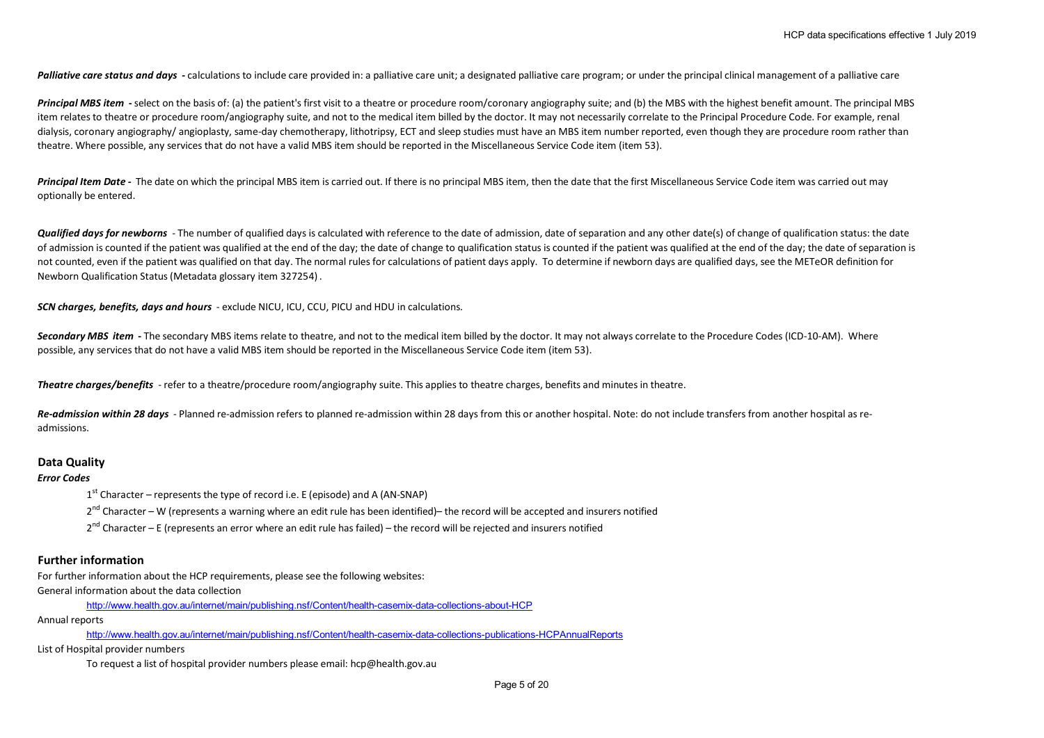***Palliative care status and days*** **-** calculations to include care provided in: a palliative care unit; a designated palliative care program; or under the principal clinical management of a palliative care

***Principal MBS item*** **-** select on the basis of: (a) the patient's first visit to a theatre or procedure room/coronary angiography suite; and (b) the MBS with the highest benefit amount. The principal MBS item relates to theatre or procedure room/angiography suite, and not to the medical item billed by the doctor. It may not necessarily correlate to the Principal Procedure Code. For example, renal dialysis, coronary angiography/ angioplasty, same-day chemotherapy, lithotripsy, ECT and sleep studies must have an MBS item number reported, even though they are procedure room rather than theatre. Where possible, any services that do not have a valid MBS item should be reported in the Miscellaneous Service Code item (item 53).

***Principal Item Date*** **-** The date on which the principal MBS item is carried out. If there is no principal MBS item, then the date that the first Miscellaneous Service Code item was carried out may optionally be entered.

***Qualified days for newborns*** - The number of qualified days is calculated with reference to the date of admission, date of separation and any other date(s) of change of qualification status: the date of admission is counted if the patient was qualified at the end of the day; the date of change to qualification status is counted if the patient was qualified at the end of the day; the date of separation is not counted, even if the patient was qualified on that day. The normal rules for calculations of patient days apply. To determine if newborn days are qualified days, see the METeOR definition for Newborn Qualification Status (Metadata glossary item 327254) .

***SCN charges, benefits, days and hours*** - exclude NICU, ICU, CCU, PICU and HDU in calculations.

***Secondary MBS item*** **-** The secondary MBS items relate to theatre, and not to the medical item billed by the doctor. It may not always correlate to the Procedure Codes (ICD-10-AM). Where possible, any services that do not have a valid MBS item should be reported in the Miscellaneous Service Code item (item 53).

***Theatre charges/benefits*** - refer to a theatre/procedure room/angiography suite. This applies to theatre charges, benefits and minutes in theatre.

***Re-admission within 28 days*** - Planned re-admission refers to planned re-admission within 28 days from this or another hospital. Note: do not include transfers from another hospital as re-admissions.

## Data Quality

***Error Codes***

1st Character – represents the type of record i.e. E (episode) and A (AN-SNAP)

2nd Character – W (represents a warning where an edit rule has been identified)– the record will be accepted and insurers notified

2nd Character – E (represents an error where an edit rule has failed) – the record will be rejected and insurers notified

## Further information

For further information about the HCP requirements, please see the following websites:

General information about the data collection

http://www.health.gov.au/internet/main/publishing.nsf/Content/health-casemix-data-collections-about-HCP

Annual reports

http://www.health.gov.au/internet/main/publishing.nsf/Content/health-casemix-data-collections-publications-HCPAnnualReports

List of Hospital provider numbers

To request a list of hospital provider numbers please email: hcp@health.gov.au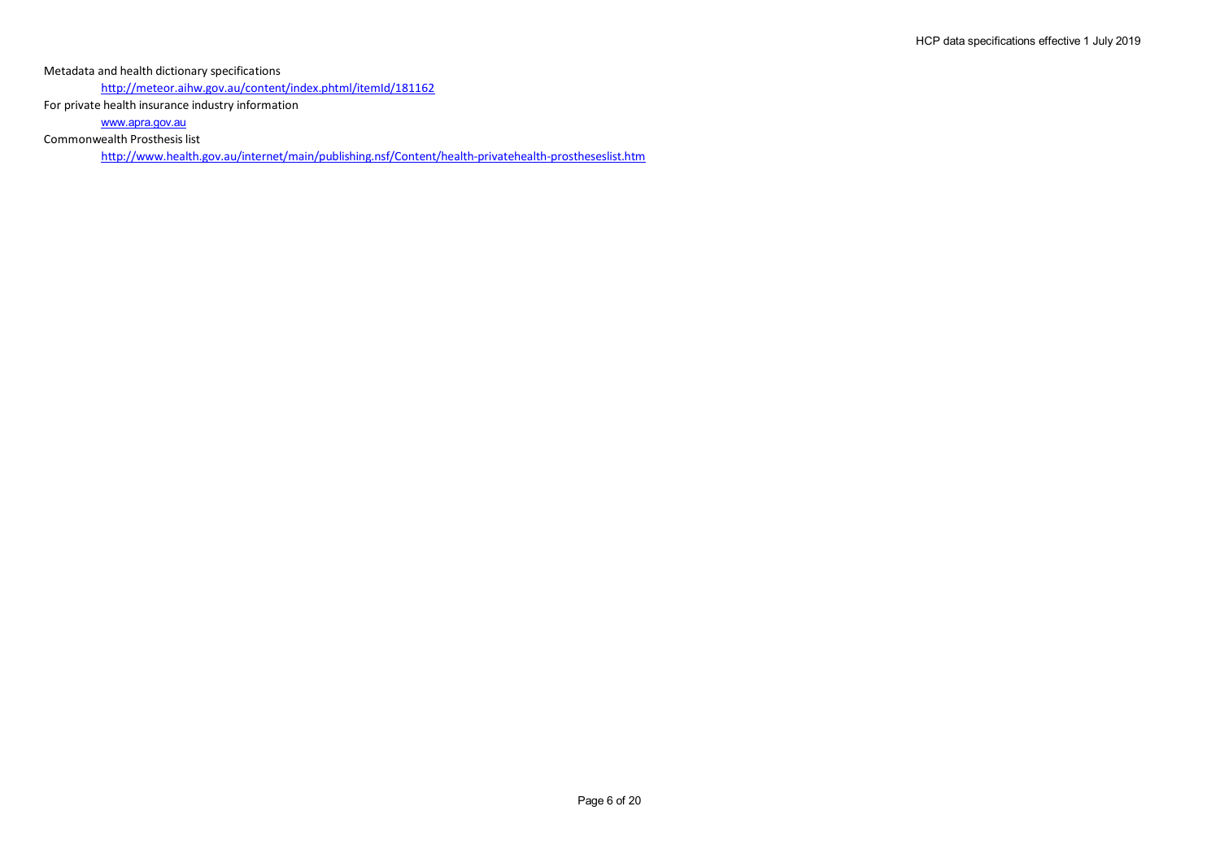Metadata and health dictionary specifications

http://meteor.aihw.gov.au/content/index.phtml/itemId/181162

For private health insurance industry information

www.apra.gov.au

Commonwealth Prosthesis list

http://www.health.gov.au/internet/main/publishing.nsf/Content/health-privatehealth-prostheseslist.htm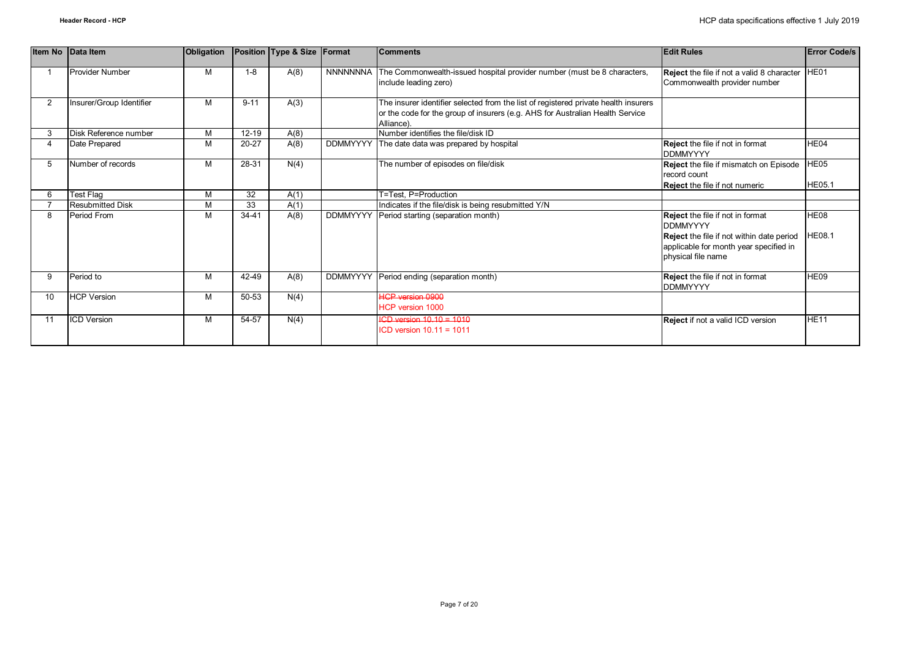| Item No | Data Item | Obligation | Position | Type & Size | Format | Comments | Edit Rules | Error Code/s |
|---|---|---|---|---|---|---|---|---|
| 1 | Provider Number | M | 1-8 | A(8) | NNNNNNNA | The Commonwealth-issued hospital provider number (must be 8 characters, include leading zero) | **Reject** the file if not a valid 8 character Commonwealth provider number | HE01 |
| 2 | Insurer/Group Identifier | M | 9-11 | A(3) | | The insurer identifier selected from the list of registered private health insurers or the code for the group of insurers (e.g. AHS for Australian Health Service Alliance). | | |
| 3 | Disk Reference number | M | 12-19 | A(8) | | Number identifies the file/disk ID | | |
| 4 | Date Prepared | M | 20-27 | A(8) | DDMMYYYY | The date data was prepared by hospital | **Reject** the file if not in format DDMMYYYY | HE04 |
| 5 | Number of records | M | 28-31 | N(4) | | The number of episodes on file/disk | **Reject** the file if mismatch on Episode record count<br>**Reject** the file if not numeric | HE05<br>HE05.1 |
| 6 | Test Flag | M | 32 | A(1) | | T=Test, P=Production | | |
| 7 | Resubmitted Disk | M | 33 | A(1) | | Indicates if the file/disk is being resubmitted Y/N | | |
| 8 | Period From | M | 34-41 | A(8) | DDMMYYYY | Period starting (separation month) | **Reject** the file if not in format DDMMYYYY<br>**Reject** the file if not within date period applicable for month year specified in physical file name | HE08<br>HE08.1 |
| 9 | Period to | M | 42-49 | A(8) | DDMMYYYY | Period ending (separation month) | **Reject** the file if not in format DDMMYYYY | HE09 |
| 10 | HCP Version | M | 50-53 | N(4) | | ~~HCP version 0900~~<br>HCP version 1000 | | |
| 11 | ICD Version | M | 54-57 | N(4) | | ~~ICD version 10.10 = 1010~~<br>ICD version 10.11 = 1011 | **Reject** if not a valid ICD version | HE11 |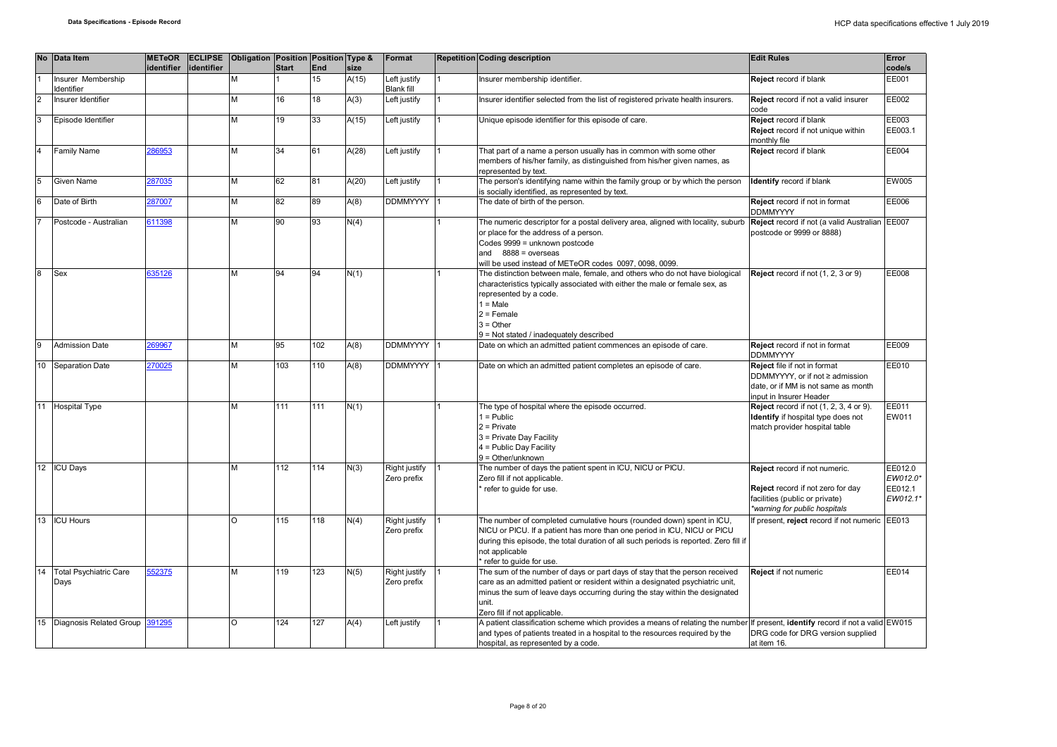| No | Data Item | METeOR identifier | ECLIPSE identifier | Obligation | Position Start | Position End | Type & size | Format | Repetition | Coding description | Edit Rules | Error code/s |
|---|---|---|---|---|---|---|---|---|---|---|---|---|
| 1 | Insurer Membership Identifier | | | M | 1 | 15 | A(15) | Left justify Blank fill | 1 | Insurer membership identifier. | **Reject** record if blank | EE001 |
| 2 | Insurer Identifier | | | M | 16 | 18 | A(3) | Left justify | 1 | Insurer identifier selected from the list of registered private health insurers. | **Reject** record if not a valid insurer code | EE002 |
| 3 | Episode Identifier | | | M | 19 | 33 | A(15) | Left justify | 1 | Unique episode identifier for this episode of care. | **Reject** record if blank<br>**Reject** record if not unique within monthly file | EE003<br>EE003.1 |
| 4 | Family Name | 286953 | | M | 34 | 61 | A(28) | Left justify | 1 | That part of a name a person usually has in common with some other members of his/her family, as distinguished from his/her given names, as represented by text. | **Reject** record if blank | EE004 |
| 5 | Given Name | 287035 | | M | 62 | 81 | A(20) | Left justify | 1 | The person's identifying name within the family group or by which the person is socially identified, as represented by text. | **Identify** record if blank | EW005 |
| 6 | Date of Birth | 287007 | | M | 82 | 89 | A(8) | DDMMYYYY | 1 | The date of birth of the person. | **Reject** record if not in format DDMMYYYY | EE006 |
| 7 | Postcode - Australian | 611398 | | M | 90 | 93 | N(4) | | 1 | The numeric descriptor for a postal delivery area, aligned with locality, suburb or place for the address of a person.<br>Codes 9999 = unknown postcode<br>and 8888 = overseas<br>will be used instead of METeOR codes 0097, 0098, 0099. | **Reject** record if not (a valid Australian postcode or 9999 or 8888) | EE007 |
| 8 | Sex | 635126 | | M | 94 | 94 | N(1) | | 1 | The distinction between male, female, and others who do not have biological characteristics typically associated with either the male or female sex, as represented by a code.<br>1 = Male<br>2 = Female<br>3 = Other<br>9 = Not stated / inadequately described | **Reject** record if not (1, 2, 3 or 9) | EE008 |
| 9 | Admission Date | 269967 | | M | 95 | 102 | A(8) | DDMMYYYY | 1 | Date on which an admitted patient commences an episode of care. | **Reject** record if not in format DDMMYYYY | EE009 |
| 10 | Separation Date | 270025 | | M | 103 | 110 | A(8) | DDMMYYYY | 1 | Date on which an admitted patient completes an episode of care. | **Reject** file if not in format DDMMYYYY, or if not ≥ admission date, or if MM is not same as month input in Insurer Header | EE010 |
| 11 | Hospital Type | | | M | 111 | 111 | N(1) | | 1 | The type of hospital where the episode occurred.<br>1 = Public<br>2 = Private<br>3 = Private Day Facility<br>4 = Public Day Facility<br>9 = Other/unknown | **Reject** record if not (1, 2, 3, 4 or 9).<br>**Identify** if hospital type does not match provider hospital table | EE011<br>EW011 |
| 12 | ICU Days | | | M | 112 | 114 | N(3) | Right justify Zero prefix | 1 | The number of days the patient spent in ICU, NICU or PICU.<br>Zero fill if not applicable.<br>* refer to guide for use. | **Reject** record if not numeric.<br><br>**Reject** record if not zero for day facilities (public or private)<br>*\*warning for public hospitals* | EE012.0<br>*EW012.0\**<br>EE012.1<br>*EW012.1\** |
| 13 | ICU Hours | | | O | 115 | 118 | N(4) | Right justify Zero prefix | 1 | The number of completed cumulative hours (rounded down) spent in ICU, NICU or PICU. If a patient has more than one period in ICU, NICU or PICU during this episode, the total duration of all such periods is reported. Zero fill if not applicable<br>* refer to guide for use. | If present, **reject** record if not numeric | EE013 |
| 14 | Total Psychiatric Care Days | 552375 | | M | 119 | 123 | N(5) | Right justify Zero prefix | 1 | The sum of the number of days or part days of stay that the person received care as an admitted patient or resident within a designated psychiatric unit, minus the sum of leave days occurring during the stay within the designated unit.<br>Zero fill if not applicable. | **Reject** if not numeric | EE014 |
| 15 | Diagnosis Related Group | 391295 | | O | 124 | 127 | A(4) | Left justify | 1 | A patient classification scheme which provides a means of relating the number and types of patients treated in a hospital to the resources required by the hospital, as represented by a code. | If present, **identify** record if not a valid DRG code for DRG version supplied at item 16. | EW015 |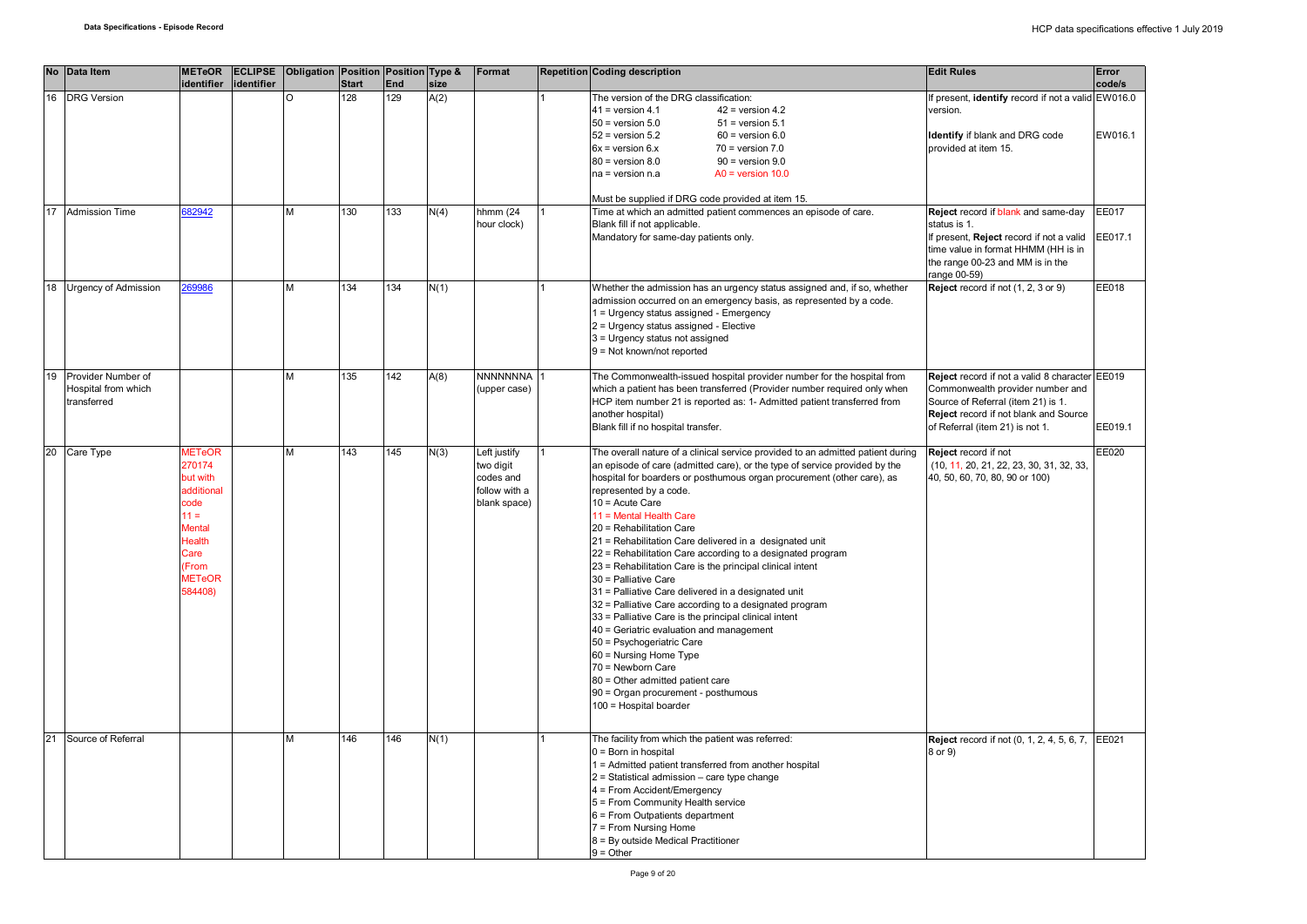| No | Data Item | METeOR identifier | ECLIPSE identifier | Obligation | Position Start | Position End | Type & size | Format | Repetition | Coding description | Edit Rules | Error code/s |
|---|---|---|---|---|---|---|---|---|---|---|---|---|
| 16 | DRG Version | | | O | 128 | 129 | A(2) | | 1 | The version of the DRG classification:<br>41 = version 4.1 42 = version 4.2<br>50 = version 5.0 51 = version 5.1<br>52 = version 5.2 60 = version 6.0<br>6x = version 6.x 70 = version 7.0<br>80 = version 8.0 90 = version 9.0<br>na = version n.a A0 = version 10.0<br><br>Must be supplied if DRG code provided at item 15. | If present, **identify** record if not a valid version.<br><br>**Identify** if blank and DRG code provided at item 15. | EW016.0<br><br>EW016.1 |
| 17 | Admission Time | 682942 | | M | 130 | 133 | N(4) | hhmm (24 hour clock) | 1 | Time at which an admitted patient commences an episode of care.<br>Blank fill if not applicable.<br>Mandatory for same-day patients only. | **Reject** record if blank and same-day status is 1.<br>If present, **Reject** record if not a valid time value in format HHMM (HH is in the range 00-23 and MM is in the range 00-59) | EE017<br>EE017.1 |
| 18 | Urgency of Admission | 269986 | | M | 134 | 134 | N(1) | | 1 | Whether the admission has an urgency status assigned and, if so, whether admission occurred on an emergency basis, as represented by a code.<br>1 = Urgency status assigned - Emergency<br>2 = Urgency status assigned - Elective<br>3 = Urgency status not assigned<br>9 = Not known/not reported | **Reject** record if not (1, 2, 3 or 9) | EE018 |
| 19 | Provider Number of Hospital from which transferred | | | M | 135 | 142 | A(8) | NNNNNNNA (upper case) | 1 | The Commonwealth-issued hospital provider number for the hospital from which a patient has been transferred (Provider number required only when HCP item number 21 is reported as: 1- Admitted patient transferred from another hospital)<br>Blank fill if no hospital transfer. | **Reject** record if not a valid 8 character Commonwealth provider number and Source of Referral (item 21) is 1.<br>**Reject** record if not blank and Source of Referral (item 21) is not 1. | EE019<br><br><br>EE019.1 |
| 20 | Care Type | METeOR 270174 but with additional code 11 = Mental Health Care (From METeOR 584408) | | M | 143 | 145 | N(3) | Left justify two digit codes and follow with a blank space) | 1 | The overall nature of a clinical service provided to an admitted patient during an episode of care (admitted care), or the type of service provided by the hospital for boarders or posthumous organ procurement (other care), as represented by a code.<br>10 = Acute Care<br>11 = Mental Health Care<br>20 = Rehabilitation Care<br>21 = Rehabilitation Care delivered in a designated unit<br>22 = Rehabilitation Care according to a designated program<br>23 = Rehabilitation Care is the principal clinical intent<br>30 = Palliative Care<br>31 = Palliative Care delivered in a designated unit<br>32 = Palliative Care according to a designated program<br>33 = Palliative Care is the principal clinical intent<br>40 = Geriatric evaluation and management<br>50 = Psychogeriatric Care<br>60 = Nursing Home Type<br>70 = Newborn Care<br>80 = Other admitted patient care<br>90 = Organ procurement - posthumous<br>100 = Hospital boarder | **Reject** record if not (10, 11, 20, 21, 22, 23, 30, 31, 32, 33, 40, 50, 60, 70, 80, 90 or 100) | EE020 |
| 21 | Source of Referral | | | M | 146 | 146 | N(1) | | 1 | The facility from which the patient was referred:<br>0 = Born in hospital<br>1 = Admitted patient transferred from another hospital<br>2 = Statistical admission – care type change<br>4 = From Accident/Emergency<br>5 = From Community Health service<br>6 = From Outpatients department<br>7 = From Nursing Home<br>8 = By outside Medical Practitioner<br>9 = Other | **Reject** record if not (0, 1, 2, 4, 5, 6, 7, 8 or 9) | EE021 |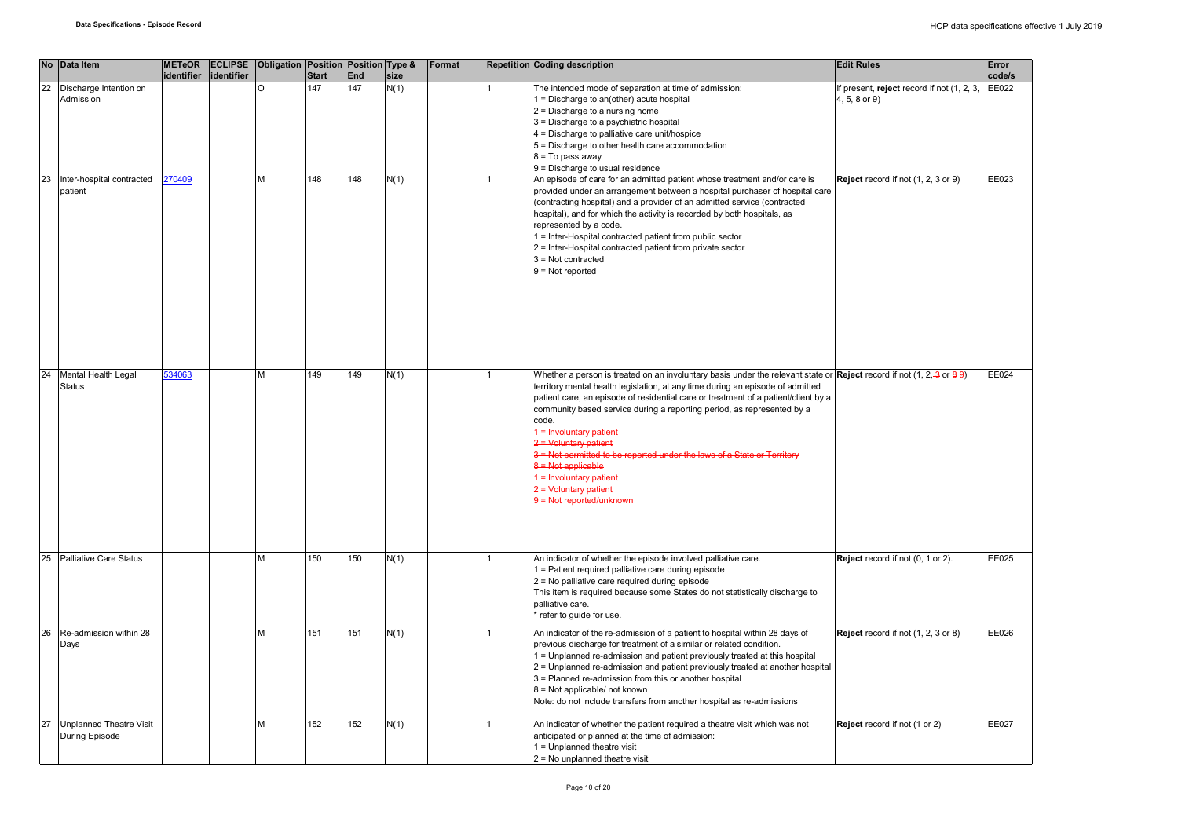| No | Data Item | METeOR identifier | ECLIPSE identifier | Obligation | Position Start | Position End | Type & size | Format | Repetition | Coding description | Edit Rules | Error code/s |
|---|---|---|---|---|---|---|---|---|---|---|---|---|
| 22 | Discharge Intention on Admission | | | O | 147 | 147 | N(1) | | 1 | The intended mode of separation at time of admission:<br>1 = Discharge to an(other) acute hospital<br>2 = Discharge to a nursing home<br>3 = Discharge to a psychiatric hospital<br>4 = Discharge to palliative care unit/hospice<br>5 = Discharge to other health care accommodation<br>8 = To pass away<br>9 = Discharge to usual residence | If present, **reject** record if not (1, 2, 3, 4, 5, 8 or 9) | EE022 |
| 23 | Inter-hospital contracted patient | 270409 | | M | 148 | 148 | N(1) | | 1 | An episode of care for an admitted patient whose treatment and/or care is provided under an arrangement between a hospital purchaser of hospital care (contracting hospital) and a provider of an admitted service (contracted hospital), and for which the activity is recorded by both hospitals, as represented by a code.<br>1 = Inter-Hospital contracted patient from public sector<br>2 = Inter-Hospital contracted patient from private sector<br>3 = Not contracted<br>9 = Not reported | **Reject** record if not (1, 2, 3 or 9) | EE023 |
| 24 | Mental Health Legal Status | 534063 | | M | 149 | 149 | N(1) | | 1 | Whether a person is treated on an involuntary basis under the relevant state or territory mental health legislation, at any time during an episode of admitted patient care, an episode of residential care or treatment of a patient/client by a community based service during a reporting period, as represented by a code.<br>~~1 = Involuntary patient~~<br>~~2 = Voluntary patient~~<br>~~3 = Not permitted to be reported under the laws of a State or Territory~~<br>~~8 = Not applicable~~<br>1 = Involuntary patient<br>2 = Voluntary patient<br>9 = Not reported/unknown | **Reject** record if not (1, 2, ~~3~~ or ~~8~~ 9) | EE024 |
| 25 | Palliative Care Status | | | M | 150 | 150 | N(1) | | 1 | An indicator of whether the episode involved palliative care.<br>1 = Patient required palliative care during episode<br>2 = No palliative care required during episode<br>This item is required because some States do not statistically discharge to palliative care.<br>* refer to guide for use. | **Reject** record if not (0, 1 or 2). | EE025 |
| 26 | Re-admission within 28 Days | | | M | 151 | 151 | N(1) | | 1 | An indicator of the re-admission of a patient to hospital within 28 days of previous discharge for treatment of a similar or related condition.<br>1 = Unplanned re-admission and patient previously treated at this hospital<br>2 = Unplanned re-admission and patient previously treated at another hospital<br>3 = Planned re-admission from this or another hospital<br>8 = Not applicable/ not known<br>Note: do not include transfers from another hospital as re-admissions | **Reject** record if not (1, 2, 3 or 8) | EE026 |
| 27 | Unplanned Theatre Visit During Episode | | | M | 152 | 152 | N(1) | | 1 | An indicator of whether the patient required a theatre visit which was not anticipated or planned at the time of admission:<br>1 = Unplanned theatre visit<br>2 = No unplanned theatre visit | **Reject** record if not (1 or 2) | EE027 |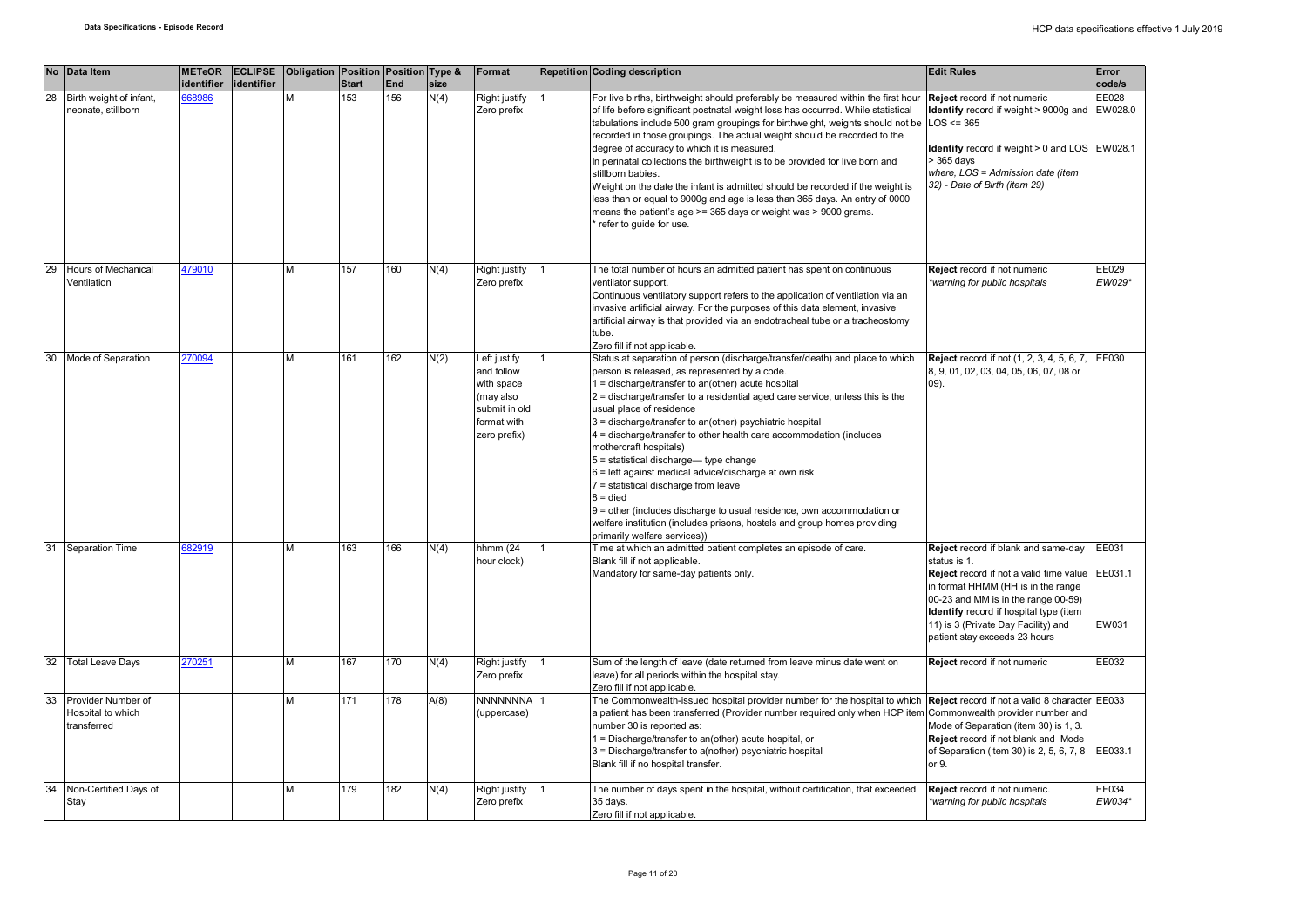| No | Data Item | METeOR identifier | ECLIPSE identifier | Obligation | Position Start | Position End | Type & size | Format | Repetition | Coding description | Edit Rules | Error code/s |
|---|---|---|---|---|---|---|---|---|---|---|---|---|
| 28 | Birth weight of infant, neonate, stillborn | 668986 | | M | 153 | 156 | N(4) | Right justify Zero prefix | 1 | For live births, birthweight should preferably be measured within the first hour of life before significant postnatal weight loss has occurred. While statistical tabulations include 500 gram groupings for birthweight, weights should not be recorded in those groupings. The actual weight should be recorded to the degree of accuracy to which it is measured.<br>In perinatal collections the birthweight is to be provided for live born and stillborn babies.<br>Weight on the date the infant is admitted should be recorded if the weight is less than or equal to 9000g and age is less than 365 days. An entry of 0000 means the patient's age >= 365 days or weight was > 9000 grams.<br>* refer to guide for use. | **Reject** record if not numeric<br>**Identify** record if weight > 9000g and LOS <= 365<br><br>**Identify** record if weight > 0 and LOS > 365 days<br>*where, LOS = Admission date (item 32) - Date of Birth (item 29)* | EE028<br>EW028.0<br><br>EW028.1 |
| 29 | Hours of Mechanical Ventilation | 479010 | | M | 157 | 160 | N(4) | Right justify Zero prefix | 1 | The total number of hours an admitted patient has spent on continuous ventilator support.<br>Continuous ventilatory support refers to the application of ventilation via an invasive artificial airway. For the purposes of this data element, invasive artificial airway is that provided via an endotracheal tube or a tracheostomy tube.<br>Zero fill if not applicable. | **Reject** record if not numeric<br>*\*warning for public hospitals* | EE029<br>*EW029\** |
| 30 | Mode of Separation | 270094 | | M | 161 | 162 | N(2) | Left justify and follow with space (may also submit in old format with zero prefix) | 1 | Status at separation of person (discharge/transfer/death) and place to which person is released, as represented by a code.<br>1 = discharge/transfer to an(other) acute hospital<br>2 = discharge/transfer to a residential aged care service, unless this is the usual place of residence<br>3 = discharge/transfer to an(other) psychiatric hospital<br>4 = discharge/transfer to other health care accommodation (includes mothercraft hospitals)<br>5 = statistical discharge— type change<br>6 = left against medical advice/discharge at own risk<br>7 = statistical discharge from leave<br>8 = died<br>9 = other (includes discharge to usual residence, own accommodation or welfare institution (includes prisons, hostels and group homes providing primarily welfare services)) | **Reject** record if not (1, 2, 3, 4, 5, 6, 7, 8, 9, 01, 02, 03, 04, 05, 06, 07, 08 or 09). | EE030 |
| 31 | Separation Time | 682919 | | M | 163 | 166 | N(4) | hhmm (24 hour clock) | 1 | Time at which an admitted patient completes an episode of care.<br>Blank fill if not applicable.<br>Mandatory for same-day patients only. | **Reject** record if blank and same-day status is 1.<br>**Reject** record if not a valid time value in format HHMM (HH is in the range 00-23 and MM is in the range 00-59)<br>**Identify** record if hospital type (item 11) is 3 (Private Day Facility) and patient stay exceeds 23 hours | EE031<br>EE031.1<br><br>EW031 |
| 32 | Total Leave Days | 270251 | | M | 167 | 170 | N(4) | Right justify Zero prefix | 1 | Sum of the length of leave (date returned from leave minus date went on leave) for all periods within the hospital stay.<br>Zero fill if not applicable. | **Reject** record if not numeric | EE032 |
| 33 | Provider Number of Hospital to which transferred | | | M | 171 | 178 | A(8) | NNNNNNNA (uppercase) | 1 | The Commonwealth-issued hospital provider number for the hospital to which a patient has been transferred (Provider number required only when HCP item number 30 is reported as:<br>1 = Discharge/transfer to an(other) acute hospital, or<br>3 = Discharge/transfer to a(nother) psychiatric hospital<br>Blank fill if no hospital transfer. | **Reject** record if not a valid 8 character Commonwealth provider number and Mode of Separation (item 30) is 1, 3.<br>**Reject** record if not blank and Mode of Separation (item 30) is 2, 5, 6, 7, 8 or 9. | EE033<br><br>EE033.1 |
| 34 | Non-Certified Days of Stay | | | M | 179 | 182 | N(4) | Right justify Zero prefix | 1 | The number of days spent in the hospital, without certification, that exceeded 35 days.<br>Zero fill if not applicable. | **Reject** record if not numeric.<br>*\*warning for public hospitals* | EE034<br>*EW034\** |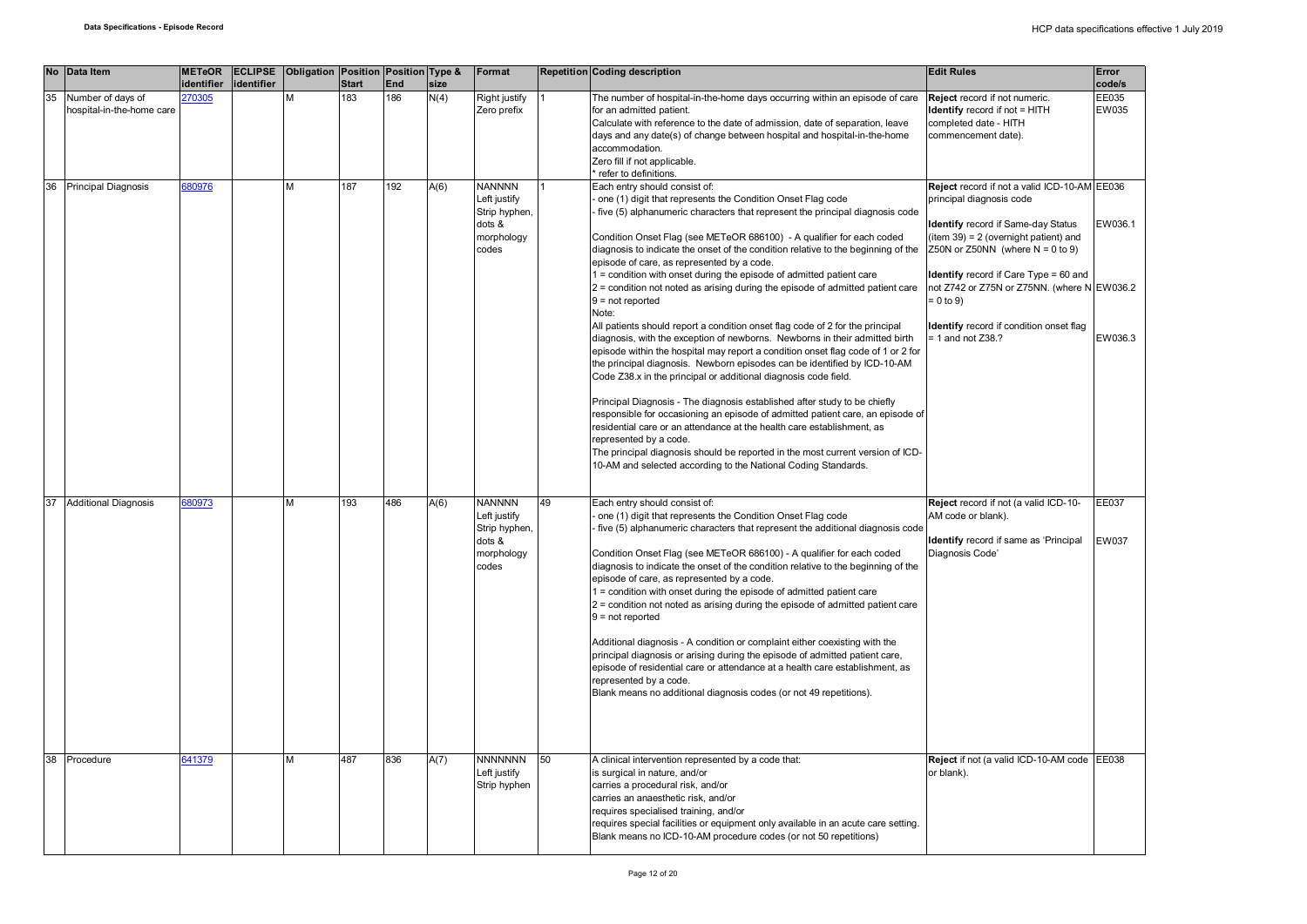| No | Data Item | METeOR identifier | ECLIPSE identifier | Obligation | Position Start | Position End | Type & size | Format | Repetition | Coding description | Edit Rules | Error code/s |
|---|---|---|---|---|---|---|---|---|---|---|---|---|
| 35 | Number of days of hospital-in-the-home care | 270305 | | M | 183 | 186 | N(4) | Right justify<br>Zero prefix | 1 | The number of hospital-in-the-home days occurring within an episode of care for an admitted patient.<br>Calculate with reference to the date of admission, date of separation, leave days and any date(s) of change between hospital and hospital-in-the-home accommodation.<br>Zero fill if not applicable.<br>* refer to definitions. | **Reject** record if not numeric.<br>**Identify** record if not = HITH completed date - HITH commencement date). | EE035<br>EW035 |
| 36 | Principal Diagnosis | 680976 | | M | 187 | 192 | A(6) | NANNNN<br>Left justify<br>Strip hyphen, dots & morphology codes | 1 | Each entry should consist of:<br>- one (1) digit that represents the Condition Onset Flag code<br>- five (5) alphanumeric characters that represent the principal diagnosis code<br><br>Condition Onset Flag (see METeOR 686100) - A qualifier for each coded diagnosis to indicate the onset of the condition relative to the beginning of the episode of care, as represented by a code.<br>1 = condition with onset during the episode of admitted patient care<br>2 = condition not noted as arising during the episode of admitted patient care<br>9 = not reported<br>Note:<br>All patients should report a condition onset flag code of 2 for the principal diagnosis, with the exception of newborns. Newborns in their admitted birth episode within the hospital may report a condition onset flag code of 1 or 2 for the principal diagnosis. Newborn episodes can be identified by ICD-10-AM Code Z38.x in the principal or additional diagnosis code field.<br><br>Principal Diagnosis - The diagnosis established after study to be chiefly responsible for occasioning an episode of admitted patient care, an episode of residential care or an attendance at the health care establishment, as represented by a code.<br>The principal diagnosis should be reported in the most current version of ICD-10-AM and selected according to the National Coding Standards. | **Reject** record if not a valid ICD-10-AM principal diagnosis code<br><br>**Identify** record if Same-day Status (item 39) = 2 (overnight patient) and Z50N or Z50NN (where N = 0 to 9)<br><br>**Identify** record if Care Type = 60 and not Z742 or Z75N or Z75NN. (where N = 0 to 9)<br><br>**Identify** record if condition onset flag = 1 and not Z38.? | EE036<br><br>EW036.1<br><br>EW036.2<br><br>EW036.3 |
| 37 | Additional Diagnosis | 680973 | | M | 193 | 486 | A(6) | NANNNN<br>Left justify<br>Strip hyphen, dots & morphology codes | 49 | Each entry should consist of:<br>- one (1) digit that represents the Condition Onset Flag code<br>- five (5) alphanumeric characters that represent the additional diagnosis code<br><br>Condition Onset Flag (see METeOR 686100) - A qualifier for each coded diagnosis to indicate the onset of the condition relative to the beginning of the episode of care, as represented by a code.<br>1 = condition with onset during the episode of admitted patient care<br>2 = condition not noted as arising during the episode of admitted patient care<br>9 = not reported<br><br>Additional diagnosis - A condition or complaint either coexisting with the principal diagnosis or arising during the episode of admitted patient care, episode of residential care or attendance at a health care establishment, as represented by a code.<br>Blank means no additional diagnosis codes (or not 49 repetitions). | **Reject** record if not (a valid ICD-10-AM code or blank).<br><br>**Identify** record if same as 'Principal Diagnosis Code' | EE037<br><br>EW037 |
| 38 | Procedure | 641379 | | M | 487 | 836 | A(7) | NNNNNNN<br>Left justify<br>Strip hyphen | 50 | A clinical intervention represented by a code that:<br>is surgical in nature, and/or<br>carries a procedural risk, and/or<br>carries an anaesthetic risk, and/or<br>requires specialised training, and/or<br>requires special facilities or equipment only available in an acute care setting.<br>Blank means no ICD-10-AM procedure codes (or not 50 repetitions) | **Reject** if not (a valid ICD-10-AM code or blank). | EE038 |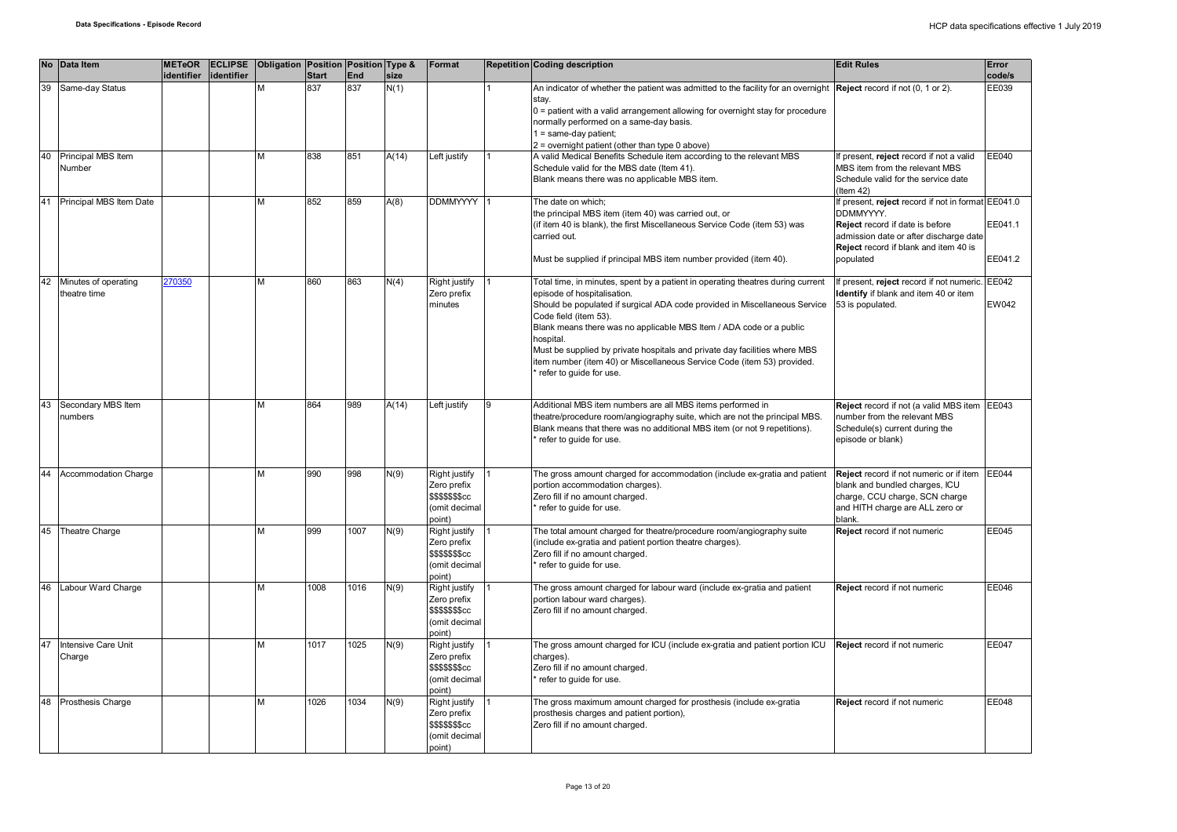| No | Data Item | METeOR identifier | ECLIPSE identifier | Obligation | Position Start | Position End | Type & size | Format | Repetition | Coding description | Edit Rules | Error code/s |
|---|---|---|---|---|---|---|---|---|---|---|---|---|
| 39 | Same-day Status | | | M | 837 | 837 | N(1) | | 1 | An indicator of whether the patient was admitted to the facility for an overnight stay.<br>0 = patient with a valid arrangement allowing for overnight stay for procedure normally performed on a same-day basis.<br>1 = same-day patient;<br>2 = overnight patient (other than type 0 above) | **Reject** record if not (0, 1 or 2). | EE039 |
| 40 | Principal MBS Item Number | | | M | 838 | 851 | A(14) | Left justify | 1 | A valid Medical Benefits Schedule item according to the relevant MBS Schedule valid for the MBS date (Item 41).<br>Blank means there was no applicable MBS item. | If present, **reject** record if not a valid MBS item from the relevant MBS Schedule valid for the service date (Item 42) | EE040 |
| 41 | Principal MBS Item Date | | | M | 852 | 859 | A(8) | DDMMYYYY | 1 | The date on which;<br>the principal MBS item (item 40) was carried out, or<br>(if item 40 is blank), the first Miscellaneous Service Code (item 53) was carried out.<br><br>Must be supplied if principal MBS item number provided (item 40). | If present, **reject** record if not in format DDMMYYYY.<br>**Reject** record if date is before admission date or after discharge date<br>**Reject** record if blank and item 40 is populated | EE041.0<br><br>EE041.1<br><br>EE041.2 |
| 42 | Minutes of operating theatre time | 270350 | | M | 860 | 863 | N(4) | Right justify Zero prefix minutes | 1 | Total time, in minutes, spent by a patient in operating theatres during current episode of hospitalisation.<br>Should be populated if surgical ADA code provided in Miscellaneous Service Code field (item 53).<br>Blank means there was no applicable MBS Item / ADA code or a public hospital.<br>Must be supplied by private hospitals and private day facilities where MBS item number (item 40) or Miscellaneous Service Code (item 53) provided.<br>* refer to guide for use. | If present, **reject** record if not numeric.<br>**Identify** if blank and item 40 or item 53 is populated. | EE042<br><br>EW042 |
| 43 | Secondary MBS Item numbers | | | M | 864 | 989 | A(14) | Left justify | 9 | Additional MBS item numbers are all MBS items performed in theatre/procedure room/angiography suite, which are not the principal MBS.<br>Blank means that there was no additional MBS item (or not 9 repetitions).<br>* refer to guide for use. | **Reject** record if not (a valid MBS item number from the relevant MBS Schedule(s) current during the episode or blank) | EE043 |
| 44 | Accommodation Charge | | | M | 990 | 998 | N(9) | Right justify Zero prefix $$$$$$$cc (omit decimal point) | 1 | The gross amount charged for accommodation (include ex-gratia and patient portion accommodation charges).<br>Zero fill if no amount charged.<br>* refer to guide for use. | **Reject** record if not numeric or if item blank and bundled charges, ICU charge, CCU charge, SCN charge and HITH charge are ALL zero or blank. | EE044 |
| 45 | Theatre Charge | | | M | 999 | 1007 | N(9) | Right justify Zero prefix $$$$$$$cc (omit decimal point) | 1 | The total amount charged for theatre/procedure room/angiography suite (include ex-gratia and patient portion theatre charges).<br>Zero fill if no amount charged.<br>* refer to guide for use. | **Reject** record if not numeric | EE045 |
| 46 | Labour Ward Charge | | | M | 1008 | 1016 | N(9) | Right justify Zero prefix $$$$$$$cc (omit decimal point) | 1 | The gross amount charged for labour ward (include ex-gratia and patient portion labour ward charges).<br>Zero fill if no amount charged. | **Reject** record if not numeric | EE046 |
| 47 | Intensive Care Unit Charge | | | M | 1017 | 1025 | N(9) | Right justify Zero prefix $$$$$$$cc (omit decimal point) | 1 | The gross amount charged for ICU (include ex-gratia and patient portion ICU charges).<br>Zero fill if no amount charged.<br>* refer to guide for use. | **Reject** record if not numeric | EE047 |
| 48 | Prosthesis Charge | | | M | 1026 | 1034 | N(9) | Right justify Zero prefix $$$$$$$cc (omit decimal point) | 1 | The gross maximum amount charged for prosthesis (include ex-gratia prosthesis charges and patient portion),<br>Zero fill if no amount charged. | **Reject** record if not numeric | EE048 |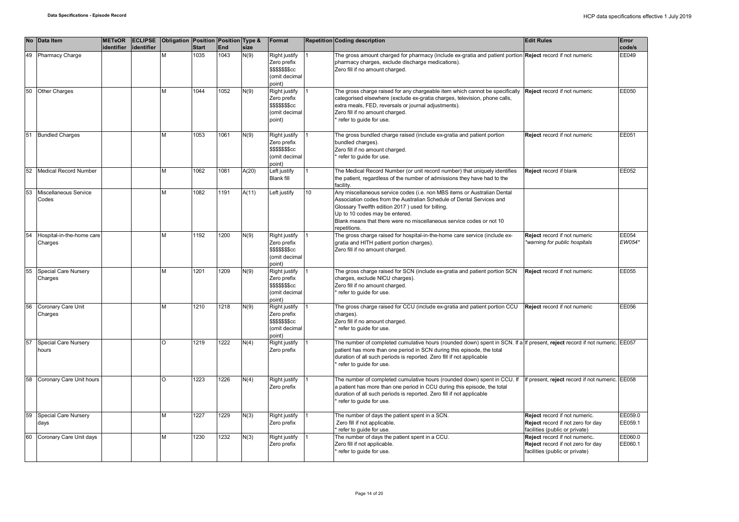| No | Data Item | METeOR identifier | ECLIPSE identifier | Obligation | Position Start | Position End | Type & size | Format | Repetition | Coding description | Edit Rules | Error code/s |
|---|---|---|---|---|---|---|---|---|---|---|---|---|
| 49 | Pharmacy Charge | | | M | 1035 | 1043 | N(9) | Right justify Zero prefix $$$$$$$cc (omit decimal point) | 1 | The gross amount charged for pharmacy (include ex-gratia and patient portion pharmacy charges, exclude discharge medications). Zero fill if no amount charged. | **Reject** record if not numeric | EE049 |
| 50 | Other Charges | | | M | 1044 | 1052 | N(9) | Right justify Zero prefix $$$$$$$cc (omit decimal point) | 1 | The gross charge raised for any chargeable item which cannot be specifically categorised elsewhere (exclude ex-gratia charges, television, phone calls, extra meals, FED, reversals or journal adjustments). Zero fill if no amount charged. * refer to guide for use. | **Reject** record if not numeric | EE050 |
| 51 | Bundled Charges | | | M | 1053 | 1061 | N(9) | Right justify Zero prefix $$$$$$$cc (omit decimal point) | 1 | The gross bundled charge raised (include ex-gratia and patient portion bundled charges). Zero fill if no amount charged. * refer to guide for use. | **Reject** record if not numeric | EE051 |
| 52 | Medical Record Number | | | M | 1062 | 1081 | A(20) | Left justify Blank fill | 1 | The Medical Record Number (or unit record number) that uniquely identifies the patient, regardless of the number of admissions they have had to the facility. | **Reject** record if blank | EE052 |
| 53 | Miscellaneous Service Codes | | | M | 1082 | 1191 | A(11) | Left justify | 10 | Any miscellaneous service codes (i.e. non MBS items or Australian Dental Association codes from the Australian Schedule of Dental Services and Glossary Twelfth edition 2017 ) used for billing. Up to 10 codes may be entered. Blank means that there were no miscellaneous service codes or not 10 repetitions. | | |
| 54 | Hospital-in-the-home care Charges | | | M | 1192 | 1200 | N(9) | Right justify Zero prefix $$$$$$$cc (omit decimal point) | 1 | The gross charge raised for hospital-in-the-home care service (include ex-gratia and HITH patient portion charges). Zero fill if no amount charged. | **Reject** record if not numeric *\*warning for public hospitals* | EE054 *EW054\** |
| 55 | Special Care Nursery Charges | | | M | 1201 | 1209 | N(9) | Right justify Zero prefix $$$$$$$cc (omit decimal point) | 1 | The gross charge raised for SCN (include ex-gratia and patient portion SCN charges, exclude NICU charges). Zero fill if no amount charged. * refer to guide for use. | **Reject** record if not numeric | EE055 |
| 56 | Coronary Care Unit Charges | | | M | 1210 | 1218 | N(9) | Right justify Zero prefix $$$$$$$cc (omit decimal point) | 1 | The gross charge raised for CCU (include ex-gratia and patient portion CCU charges). Zero fill if no amount charged. * refer to guide for use. | **Reject** record if not numeric | EE056 |
| 57 | Special Care Nursery hours | | | O | 1219 | 1222 | N(4) | Right justify Zero prefix | 1 | The number of completed cumulative hours (rounded down) spent in SCN. If a patient has more than one period in SCN during this episode, the total duration of all such periods is reported. Zero fill if not applicable * refer to guide for use. | If present, **reject** record if not numeric. | EE057 |
| 58 | Coronary Care Unit hours | | | O | 1223 | 1226 | N(4) | Right justify Zero prefix | 1 | The number of completed cumulative hours (rounded down) spent in CCU. If a patient has more than one period in CCU during this episode, the total duration of all such periods is reported. Zero fill if not applicable * refer to guide for use. | If present, **reject** record if not numeric. | EE058 |
| 59 | Special Care Nursery days | | | M | 1227 | 1229 | N(3) | Right justify Zero prefix | 1 | The number of days the patient spent in a SCN. Zero fill if not applicable. * refer to guide for use. | **Reject** record if not numeric. **Reject** record if not zero for day facilities (public or private) | EE059.0 EE059.1 |
| 60 | Coronary Care Unit days | | | M | 1230 | 1232 | N(3) | Right justify Zero prefix | 1 | The number of days the patient spent in a CCU. Zero fill if not applicable. * refer to guide for use. | **Reject** record if not numeric. **Reject** record if not zero for day facilities (public or private) | EE060.0 EE060.1 |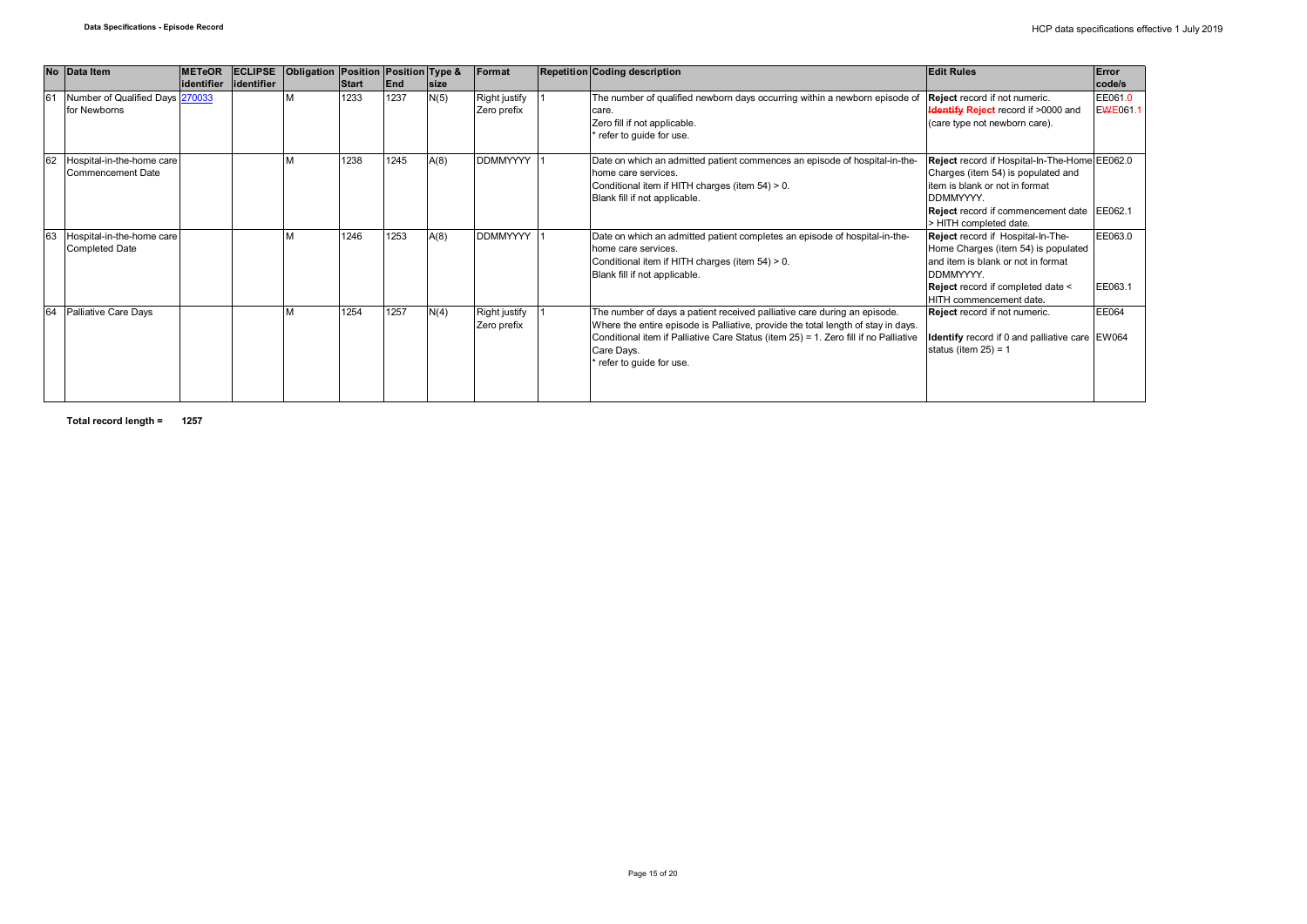| No | Data Item | METeOR identifier | ECLIPSE identifier | Obligation | Position Start | Position End | Type & size | Format | Repetition | Coding description | Edit Rules | Error code/s |
|---|---|---|---|---|---|---|---|---|---|---|---|---|
| 61 | Number of Qualified Days for Newborns | 270033 | | M | 1233 | 1237 | N(5) | Right justify Zero prefix | 1 | The number of qualified newborn days occurring within a newborn episode of care.<br>Zero fill if not applicable.<br>* refer to guide for use. | **Reject** record if not numeric.<br>~~**Identify**~~ **Reject** record if >0000 and (care type not newborn care). | EE061.0<br>E~~W~~E061.1 |
| 62 | Hospital-in-the-home care Commencement Date | | | M | 1238 | 1245 | A(8) | DDMMYYYY | 1 | Date on which an admitted patient commences an episode of hospital-in-the-home care services.<br>Conditional item if HITH charges (item 54) > 0.<br>Blank fill if not applicable. | **Reject** record if Hospital-In-The-Home Charges (item 54) is populated and item is blank or not in format DDMMYYYY.<br>**Reject** record if commencement date > HITH completed date. | EE062.0<br>EE062.1 |
| 63 | Hospital-in-the-home care Completed Date | | | M | 1246 | 1253 | A(8) | DDMMYYYY | 1 | Date on which an admitted patient completes an episode of hospital-in-the-home care services.<br>Conditional item if HITH charges (item 54) > 0.<br>Blank fill if not applicable. | **Reject** record if Hospital-In-The-Home Charges (item 54) is populated and item is blank or not in format DDMMYYYY.<br>**Reject** record if completed date < HITH commencement date. | EE063.0<br>EE063.1 |
| 64 | Palliative Care Days | | | M | 1254 | 1257 | N(4) | Right justify Zero prefix | 1 | The number of days a patient received palliative care during an episode. Where the entire episode is Palliative, provide the total length of stay in days. Conditional item if Palliative Care Status (item 25) = 1. Zero fill if no Palliative Care Days.<br>* refer to guide for use. | **Reject** record if not numeric.<br>**Identify** record if 0 and palliative care status (item 25) = 1 | EE064<br>EW064 |

**Total record length = 1257**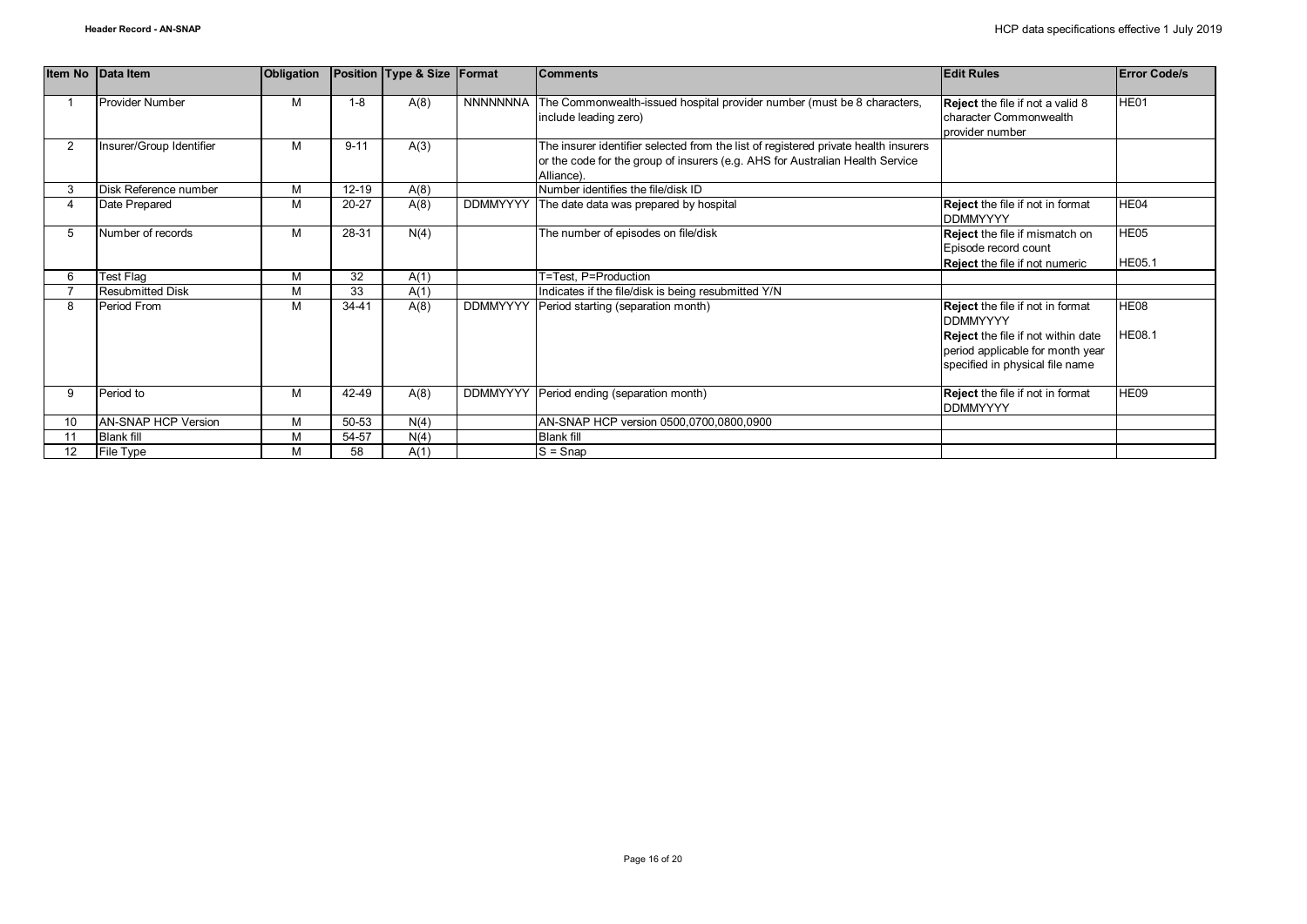| Item No | Data Item | Obligation | Position | Type & Size | Format | Comments | Edit Rules | Error Code/s |
|---|---|---|---|---|---|---|---|---|
| 1 | Provider Number | M | 1-8 | A(8) | NNNNNNNA | The Commonwealth-issued hospital provider number (must be 8 characters, include leading zero) | **Reject** the file if not a valid 8 character Commonwealth provider number | HE01 |
| 2 | Insurer/Group Identifier | M | 9-11 | A(3) | | The insurer identifier selected from the list of registered private health insurers or the code for the group of insurers (e.g. AHS for Australian Health Service Alliance). | | |
| 3 | Disk Reference number | M | 12-19 | A(8) | | Number identifies the file/disk ID | | |
| 4 | Date Prepared | M | 20-27 | A(8) | DDMMYYYY | The date data was prepared by hospital | **Reject** the file if not in format DDMMYYYY | HE04 |
| 5 | Number of records | M | 28-31 | N(4) | | The number of episodes on file/disk | **Reject** the file if mismatch on Episode record count<br>**Reject** the file if not numeric | HE05<br>HE05.1 |
| 6 | Test Flag | M | 32 | A(1) | | T=Test, P=Production | | |
| 7 | Resubmitted Disk | M | 33 | A(1) | | Indicates if the file/disk is being resubmitted Y/N | | |
| 8 | Period From | M | 34-41 | A(8) | DDMMYYYY | Period starting (separation month) | **Reject** the file if not in format DDMMYYYY<br>**Reject** the file if not within date period applicable for month year specified in physical file name | HE08<br>HE08.1 |
| 9 | Period to | M | 42-49 | A(8) | DDMMYYYY | Period ending (separation month) | **Reject** the file if not in format DDMMYYYY | HE09 |
| 10 | AN-SNAP HCP Version | M | 50-53 | N(4) | | AN-SNAP HCP version 0500,0700,0800,0900 | | |
| 11 | Blank fill | M | 54-57 | N(4) | | Blank fill | | |
| 12 | File Type | M | 58 | A(1) | | S = Snap | | |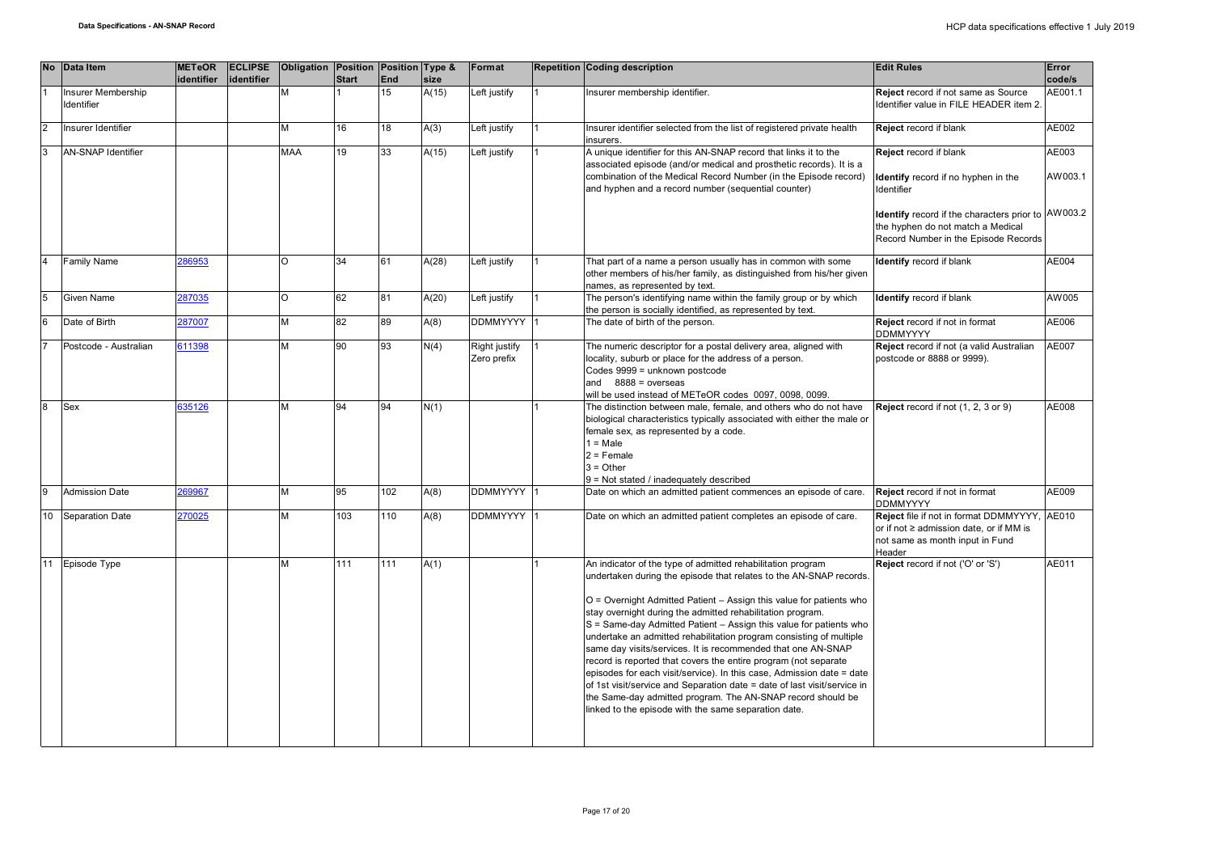| No | Data Item | METeOR identifier | ECLIPSE identifier | Obligation | Position Start | Position End | Type & size | Format | Repetition | Coding description | Edit Rules | Error code/s |
|---|---|---|---|---|---|---|---|---|---|---|---|---|
| 1 | Insurer Membership Identifier | | | M | 1 | 15 | A(15) | Left justify | 1 | Insurer membership identifier. | **Reject** record if not same as Source Identifier value in FILE HEADER item 2. | AE001.1 |
| 2 | Insurer Identifier | | | M | 16 | 18 | A(3) | Left justify | 1 | Insurer identifier selected from the list of registered private health insurers. | **Reject** record if blank | AE002 |
| 3 | AN-SNAP Identifier | | | MAA | 19 | 33 | A(15) | Left justify | 1 | A unique identifier for this AN-SNAP record that links it to the associated episode (and/or medical and prosthetic records). It is a combination of the Medical Record Number (in the Episode record) and hyphen and a record number (sequential counter) | **Reject** record if blank<br><br>**Identify** record if no hyphen in the Identifier<br><br>**Identify** record if the characters prior to the hyphen do not match a Medical Record Number in the Episode Records | AE003<br><br>AW003.1<br><br>AW003.2 |
| 4 | Family Name | 286953 | | O | 34 | 61 | A(28) | Left justify | 1 | That part of a name a person usually has in common with some other members of his/her family, as distinguished from his/her given names, as represented by text. | **Identify** record if blank | AE004 |
| 5 | Given Name | 287035 | | O | 62 | 81 | A(20) | Left justify | 1 | The person's identifying name within the family group or by which the person is socially identified, as represented by text. | **Identify** record if blank | AW005 |
| 6 | Date of Birth | 287007 | | M | 82 | 89 | A(8) | DDMMYYYY | 1 | The date of birth of the person. | **Reject** record if not in format DDMMYYYY | AE006 |
| 7 | Postcode - Australian | 611398 | | M | 90 | 93 | N(4) | Right justify Zero prefix | 1 | The numeric descriptor for a postal delivery area, aligned with locality, suburb or place for the address of a person.<br>Codes 9999 = unknown postcode<br>and 8888 = overseas<br>will be used instead of METeOR codes 0097, 0098, 0099. | **Reject** record if not (a valid Australian postcode or 8888 or 9999). | AE007 |
| 8 | Sex | 635126 | | M | 94 | 94 | N(1) | | 1 | The distinction between male, female, and others who do not have biological characteristics typically associated with either the male or female sex, as represented by a code.<br>1 = Male<br>2 = Female<br>3 = Other<br>9 = Not stated / inadequately described | **Reject** record if not (1, 2, 3 or 9) | AE008 |
| 9 | Admission Date | 269967 | | M | 95 | 102 | A(8) | DDMMYYYY | 1 | Date on which an admitted patient commences an episode of care. | **Reject** record if not in format DDMMYYYY | AE009 |
| 10 | Separation Date | 270025 | | M | 103 | 110 | A(8) | DDMMYYYY | 1 | Date on which an admitted patient completes an episode of care. | **Reject** file if not in format DDMMYYYY, or if not ≥ admission date, or if MM is not same as month input in Fund Header | AE010 |
| 11 | Episode Type | | | M | 111 | 111 | A(1) | | 1 | An indicator of the type of admitted rehabilitation program undertaken during the episode that relates to the AN-SNAP records.<br><br>O = Overnight Admitted Patient – Assign this value for patients who stay overnight during the admitted rehabilitation program.<br>S = Same-day Admitted Patient – Assign this value for patients who undertake an admitted rehabilitation program consisting of multiple same day visits/services. It is recommended that one AN-SNAP record is reported that covers the entire program (not separate episodes for each visit/service). In this case, Admission date = date of 1st visit/service and Separation date = date of last visit/service in the Same-day admitted program. The AN-SNAP record should be linked to the episode with the same separation date. | **Reject** record if not ('O' or 'S') | AE011 |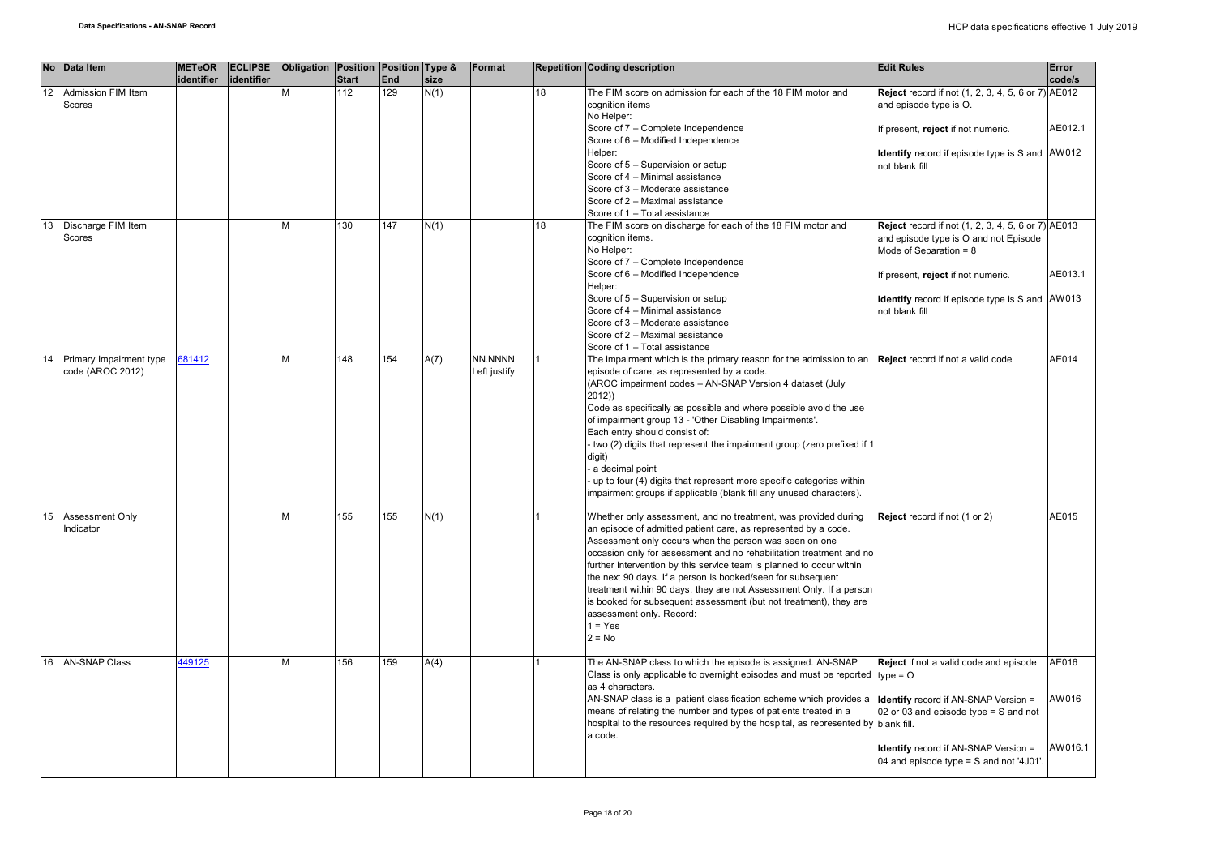| No | Data Item | METeOR identifier | ECLIPSE identifier | Obligation | Position Start | Position End | Type & size | Format | Repetition | Coding description | Edit Rules | Error code/s |
|---|---|---|---|---|---|---|---|---|---|---|---|---|
| 12 | Admission FIM Item Scores | | | M | 112 | 129 | N(1) | | 18 | The FIM score on admission for each of the 18 FIM motor and cognition items<br>No Helper:<br>Score of 7 – Complete Independence<br>Score of 6 – Modified Independence<br>Helper:<br>Score of 5 – Supervision or setup<br>Score of 4 – Minimal assistance<br>Score of 3 – Moderate assistance<br>Score of 2 – Maximal assistance<br>Score of 1 – Total assistance | **Reject** record if not (1, 2, 3, 4, 5, 6 or 7) and episode type is O.<br><br>If present, **reject** if not numeric.<br><br>**Identify** record if episode type is S and not blank fill | AE012<br><br>AE012.1<br><br>AW012 |
| 13 | Discharge FIM Item Scores | | | M | 130 | 147 | N(1) | | 18 | The FIM score on discharge for each of the 18 FIM motor and cognition items.<br>No Helper:<br>Score of 7 – Complete Independence<br>Score of 6 – Modified Independence<br>Helper:<br>Score of 5 – Supervision or setup<br>Score of 4 – Minimal assistance<br>Score of 3 – Moderate assistance<br>Score of 2 – Maximal assistance<br>Score of 1 – Total assistance | **Reject** record if not (1, 2, 3, 4, 5, 6 or 7) and episode type is O and not Episode Mode of Separation = 8<br><br>If present, **reject** if not numeric.<br><br>**Identify** record if episode type is S and not blank fill | AE013<br><br>AE013.1<br><br>AW013 |
| 14 | Primary Impairment type code (AROC 2012) | 681412 | | M | 148 | 154 | A(7) | NN.NNNN Left justify | 1 | The impairment which is the primary reason for the admission to an episode of care, as represented by a code.<br>(AROC impairment codes – AN-SNAP Version 4 dataset (July 2012))<br>Code as specifically as possible and where possible avoid the use of impairment group 13 - 'Other Disabling Impairments'.<br>Each entry should consist of:<br>- two (2) digits that represent the impairment group (zero prefixed if 1 digit)<br>- a decimal point<br>- up to four (4) digits that represent more specific categories within impairment groups if applicable (blank fill any unused characters). | **Reject** record if not a valid code | AE014 |
| 15 | Assessment Only Indicator | | | M | 155 | 155 | N(1) | | 1 | Whether only assessment, and no treatment, was provided during an episode of admitted patient care, as represented by a code.<br>Assessment only occurs when the person was seen on one occasion only for assessment and no rehabilitation treatment and no further intervention by this service team is planned to occur within the next 90 days. If a person is booked/seen for subsequent treatment within 90 days, they are not Assessment Only. If a person is booked for subsequent assessment (but not treatment), they are assessment only. Record:<br>1 = Yes<br>2 = No | **Reject** record if not (1 or 2) | AE015 |
| 16 | AN-SNAP Class | 449125 | | M | 156 | 159 | A(4) | | 1 | The AN-SNAP class to which the episode is assigned. AN-SNAP Class is only applicable to overnight episodes and must be reported as 4 characters.<br>AN-SNAP class is a patient classification scheme which provides a means of relating the number and types of patients treated in a hospital to the resources required by the hospital, as represented by a code. | **Reject** if not a valid code and episode type = O<br><br>**Identify** record if AN-SNAP Version = 02 or 03 and episode type = S and not blank fill.<br><br>**Identify** record if AN-SNAP Version = 04 and episode type = S and not '4J01'. | AE016<br><br>AW016<br><br>AW016.1 |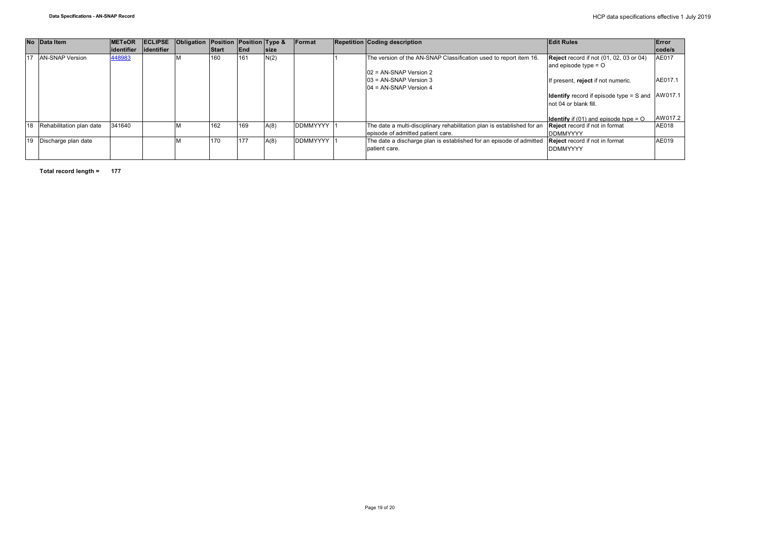| No | Data Item | METeOR identifier | ECLIPSE identifier | Obligation | Position Start | Position End | Type & size | Format | Repetition | Coding description | Edit Rules | Error code/s |
|---|---|---|---|---|---|---|---|---|---|---|---|---|
| 17 | AN-SNAP Version | 448983 | | M | 160 | 161 | N(2) | | 1 | The version of the AN-SNAP Classification used to report item 16.<br><br>02 = AN-SNAP Version 2<br>03 = AN-SNAP Version 3<br>04 = AN-SNAP Version 4 | **Reject** record if not (01, 02, 03 or 04) and episode type = O<br><br>If present, **reject** if not numeric.<br><br>**Identify** record if episode type = S and not 04 or blank fill.<br><br>**Identify** if (01) and episode type = O | AE017<br><br>AE017.1<br><br>AW017.1<br><br>AW017.2 |
| 18 | Rehabilitation plan date | 341640 | | M | 162 | 169 | A(8) | DDMMYYYY | 1 | The date a multi-disciplinary rehabilitation plan is established for an episode of admitted patient care. | **Reject** record if not in format DDMMYYYY | AE018 |
| 19 | Discharge plan date | | | M | 170 | 177 | A(8) | DDMMYYYY | 1 | The date a discharge plan is established for an episode of admitted patient care. | **Reject** record if not in format DDMMYYYY | AE019 |

**Total record length = 177**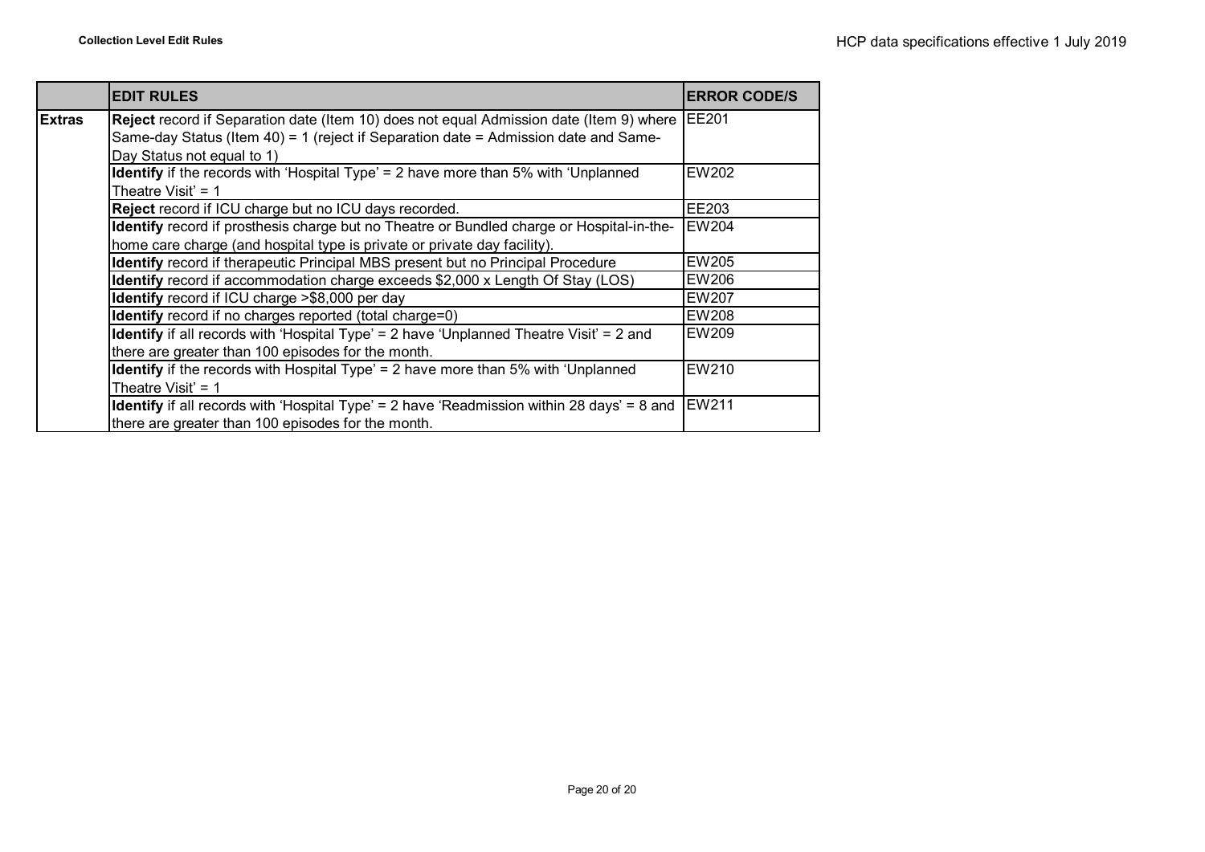| | EDIT RULES | ERROR CODE/S |
|---|---|---|
| Extras | **Reject** record if Separation date (Item 10) does not equal Admission date (Item 9) where Same-day Status (Item 40) = 1 (reject if Separation date = Admission date and Same-Day Status not equal to 1) | EE201 |
| | **Identify** if the records with 'Hospital Type' = 2 have more than 5% with 'Unplanned Theatre Visit' = 1 | EW202 |
| | **Reject** record if ICU charge but no ICU days recorded. | EE203 |
| | **Identify** record if prosthesis charge but no Theatre or Bundled charge or Hospital-in-the-home care charge (and hospital type is private or private day facility). | EW204 |
| | **Identify** record if therapeutic Principal MBS present but no Principal Procedure | EW205 |
| | **Identify** record if accommodation charge exceeds $2,000 x Length Of Stay (LOS) | EW206 |
| | **Identify** record if ICU charge >$8,000 per day | EW207 |
| | **Identify** record if no charges reported (total charge=0) | EW208 |
| | **Identify** if all records with 'Hospital Type' = 2 have 'Unplanned Theatre Visit' = 2 and there are greater than 100 episodes for the month. | EW209 |
| | **Identify** if the records with Hospital Type' = 2 have more than 5% with 'Unplanned Theatre Visit' = 1 | EW210 |
| | **Identify** if all records with 'Hospital Type' = 2 have 'Readmission within 28 days' = 8 and there are greater than 100 episodes for the month. | EW211 |